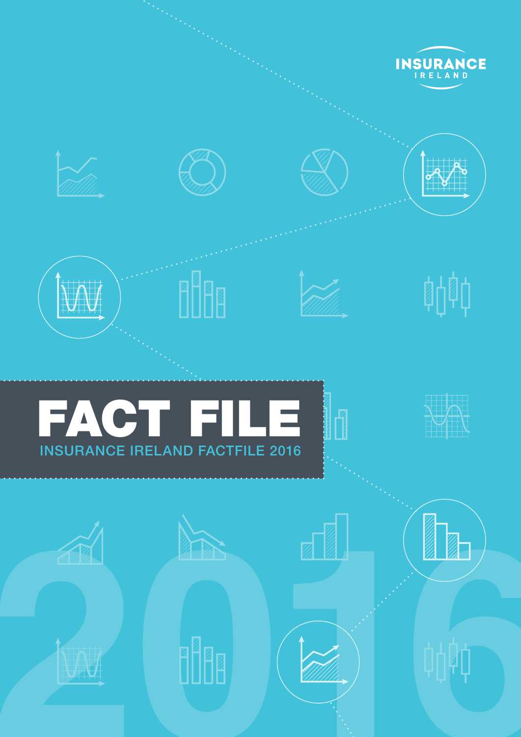INSURANCE IRELAND

# FACT FILE

## INSURANCE IRELAND FACTFILE 2016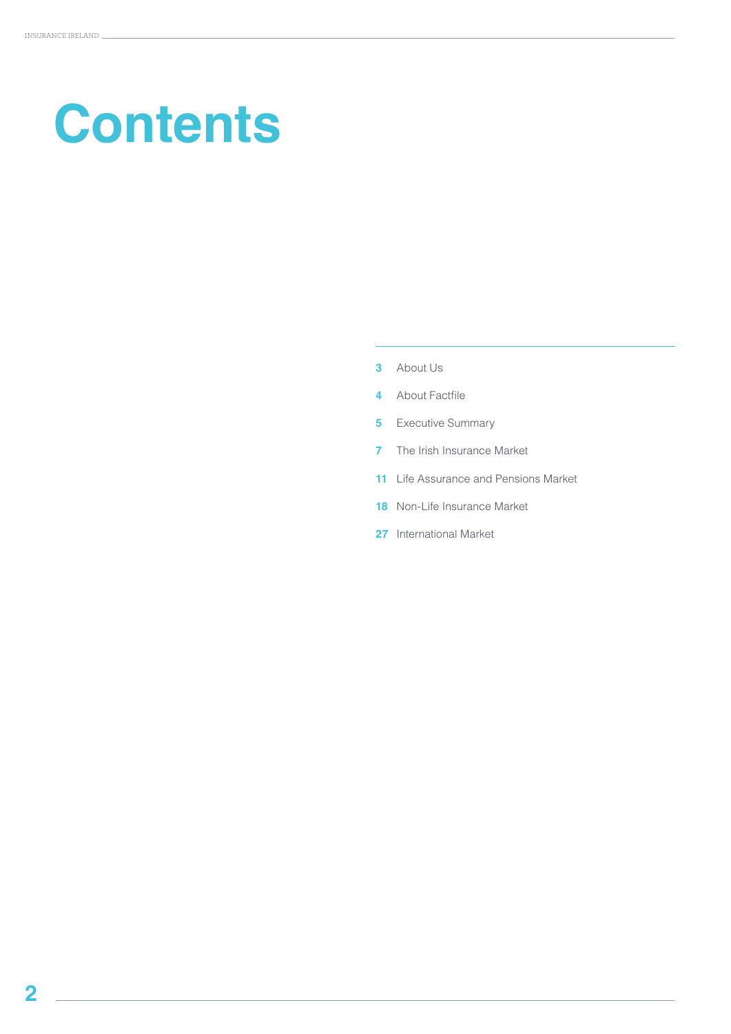# Contents

| | |
|---|---|
| 3 | About Us |
| 4 | About Factfile |
| 5 | Executive Summary |
| 7 | The Irish Insurance Market |
| 11 | Life Assurance and Pensions Market |
| 18 | Non-Life Insurance Market |
| 27 | International Market |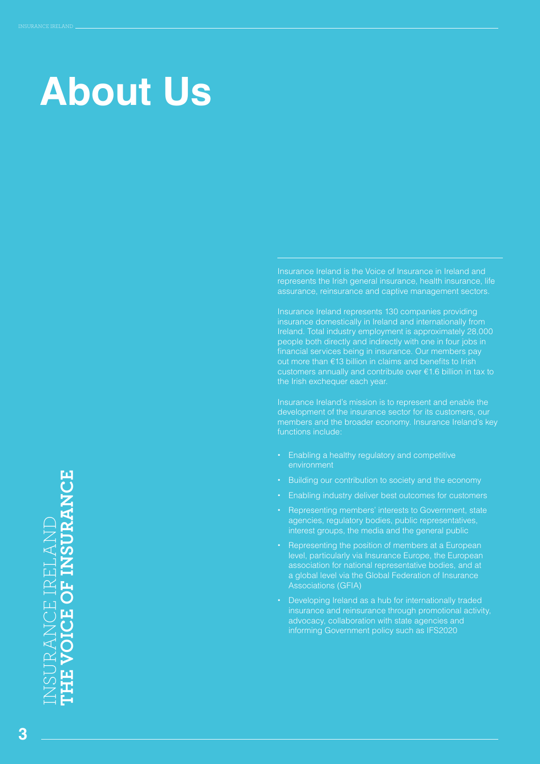# About Us

Insurance Ireland is the Voice of Insurance in Ireland and represents the Irish general insurance, health insurance, life assurance, reinsurance and captive management sectors.

Insurance Ireland represents 130 companies providing insurance domestically in Ireland and internationally from Ireland. Total industry employment is approximately 28,000 people both directly and indirectly with one in four jobs in financial services being in insurance. Our members pay out more than €13 billion in claims and benefits to Irish customers annually and contribute over €1.6 billion in tax to the Irish exchequer each year.

Insurance Ireland's mission is to represent and enable the development of the insurance sector for its customers, our members and the broader economy. Insurance Ireland's key functions include:

- Enabling a healthy regulatory and competitive environment
- Building our contribution to society and the economy
- Enabling industry deliver best outcomes for customers
- Representing members' interests to Government, state agencies, regulatory bodies, public representatives, interest groups, the media and the general public
- Representing the position of members at a European level, particularly via Insurance Europe, the European association for national representative bodies, and at a global level via the Global Federation of Insurance Associations (GFIA)
- Developing Ireland as a hub for internationally traded insurance and reinsurance through promotional activity, advocacy, collaboration with state agencies and informing Government policy such as IFS2020

INSURANCE IRELAND
**THE VOICE OF INSURANCE**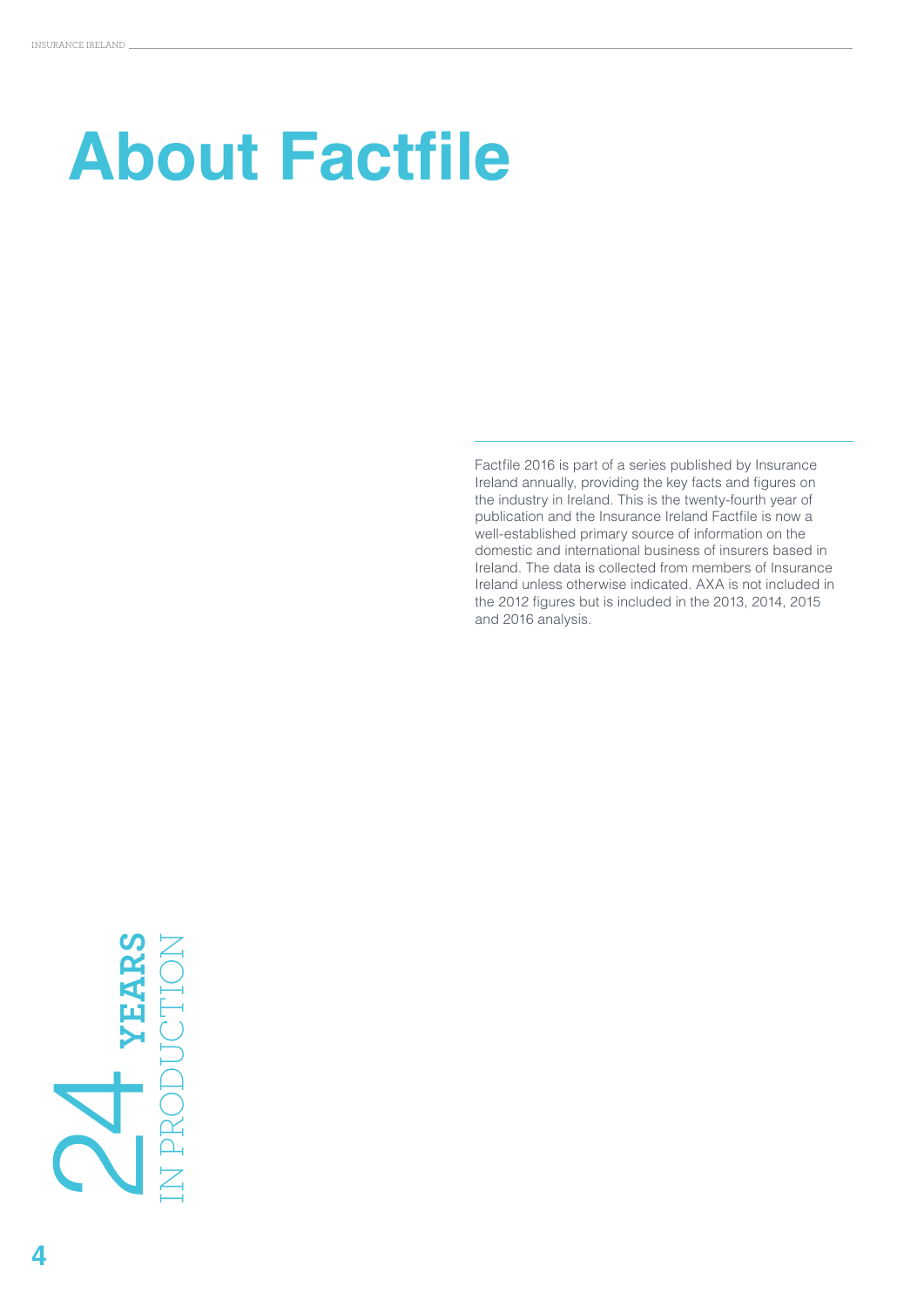# About Factfile

Factfile 2016 is part of a series published by Insurance Ireland annually, providing the key facts and figures on the industry in Ireland. This is the twenty-fourth year of publication and the Insurance Ireland Factfile is now a well-established primary source of information on the domestic and international business of insurers based in Ireland. The data is collected from members of Insurance Ireland unless otherwise indicated. AXA is not included in the 2012 figures but is included in the 2013, 2014, 2015 and 2016 analysis.

24 YEARS IN PRODUCTION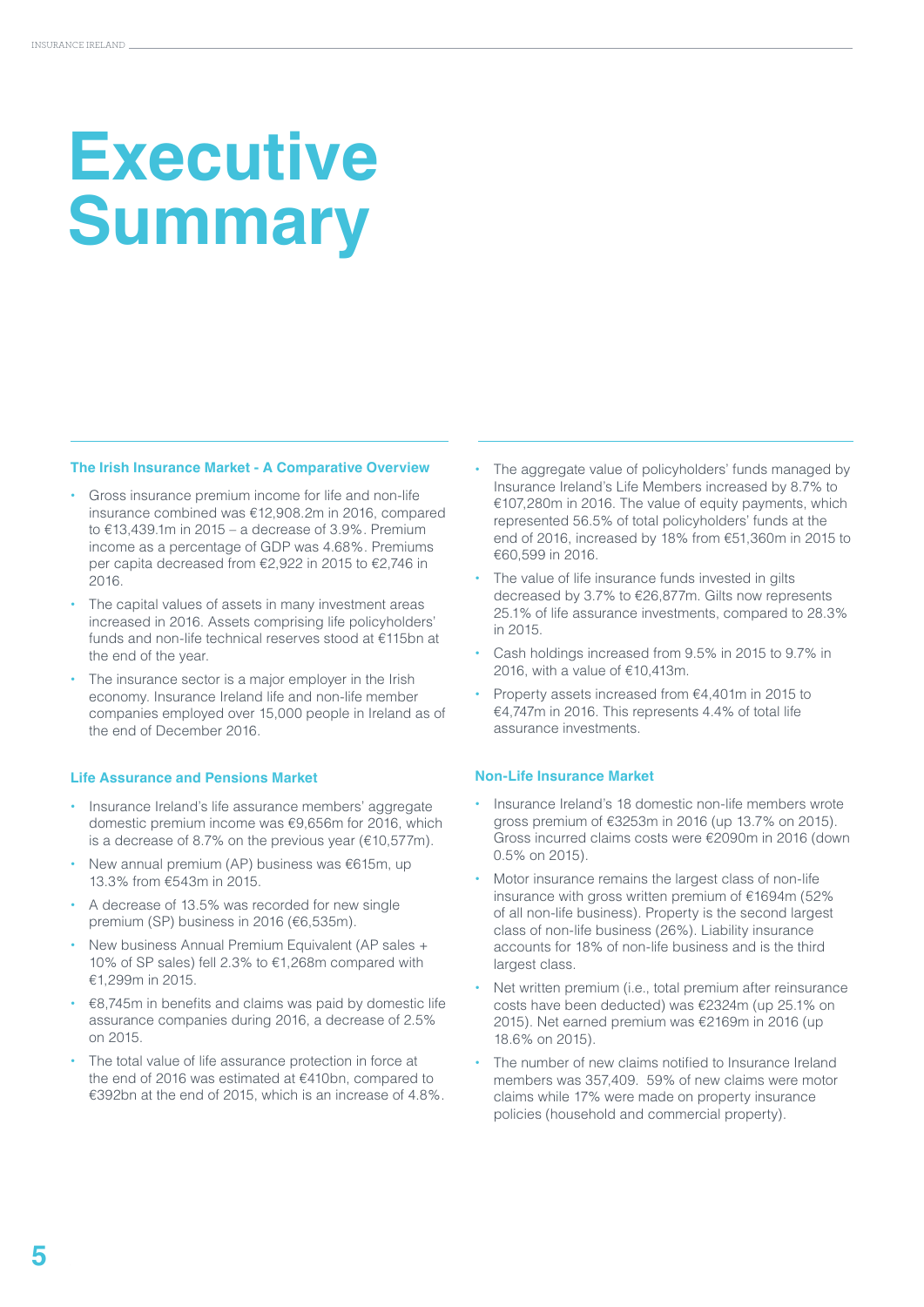# Executive Summary

## The Irish Insurance Market - A Comparative Overview

- Gross insurance premium income for life and non-life insurance combined was €12,908.2m in 2016, compared to €13,439.1m in 2015 – a decrease of 3.9%. Premium income as a percentage of GDP was 4.68%. Premiums per capita decreased from €2,922 in 2015 to €2,746 in 2016.
- The capital values of assets in many investment areas increased in 2016. Assets comprising life policyholders' funds and non-life technical reserves stood at €115bn at the end of the year.
- The insurance sector is a major employer in the Irish economy. Insurance Ireland life and non-life member companies employed over 15,000 people in Ireland as of the end of December 2016.

## Life Assurance and Pensions Market

- Insurance Ireland's life assurance members' aggregate domestic premium income was €9,656m for 2016, which is a decrease of 8.7% on the previous year (€10,577m).
- New annual premium (AP) business was €615m, up 13.3% from €543m in 2015.
- A decrease of 13.5% was recorded for new single premium (SP) business in 2016 (€6,535m).
- New business Annual Premium Equivalent (AP sales + 10% of SP sales) fell 2.3% to €1,268m compared with €1,299m in 2015.
- €8,745m in benefits and claims was paid by domestic life assurance companies during 2016, a decrease of 2.5% on 2015.
- The total value of life assurance protection in force at the end of 2016 was estimated at €410bn, compared to €392bn at the end of 2015, which is an increase of 4.8%.
- The aggregate value of policyholders' funds managed by Insurance Ireland's Life Members increased by 8.7% to €107,280m in 2016. The value of equity payments, which represented 56.5% of total policyholders' funds at the end of 2016, increased by 18% from €51,360m in 2015 to €60,599 in 2016.
- The value of life insurance funds invested in gilts decreased by 3.7% to €26,877m. Gilts now represents 25.1% of life assurance investments, compared to 28.3% in 2015.
- Cash holdings increased from 9.5% in 2015 to 9.7% in 2016, with a value of €10,413m.
- Property assets increased from €4,401m in 2015 to €4,747m in 2016. This represents 4.4% of total life assurance investments.

## Non-Life Insurance Market

- Insurance Ireland's 18 domestic non-life members wrote gross premium of €3253m in 2016 (up 13.7% on 2015). Gross incurred claims costs were €2090m in 2016 (down 0.5% on 2015).
- Motor insurance remains the largest class of non-life insurance with gross written premium of €1694m (52% of all non-life business). Property is the second largest class of non-life business (26%). Liability insurance accounts for 18% of non-life business and is the third largest class.
- Net written premium (i.e., total premium after reinsurance costs have been deducted) was €2324m (up 25.1% on 2015). Net earned premium was €2169m in 2016 (up 18.6% on 2015).
- The number of new claims notified to Insurance Ireland members was 357,409. 59% of new claims were motor claims while 17% were made on property insurance policies (household and commercial property).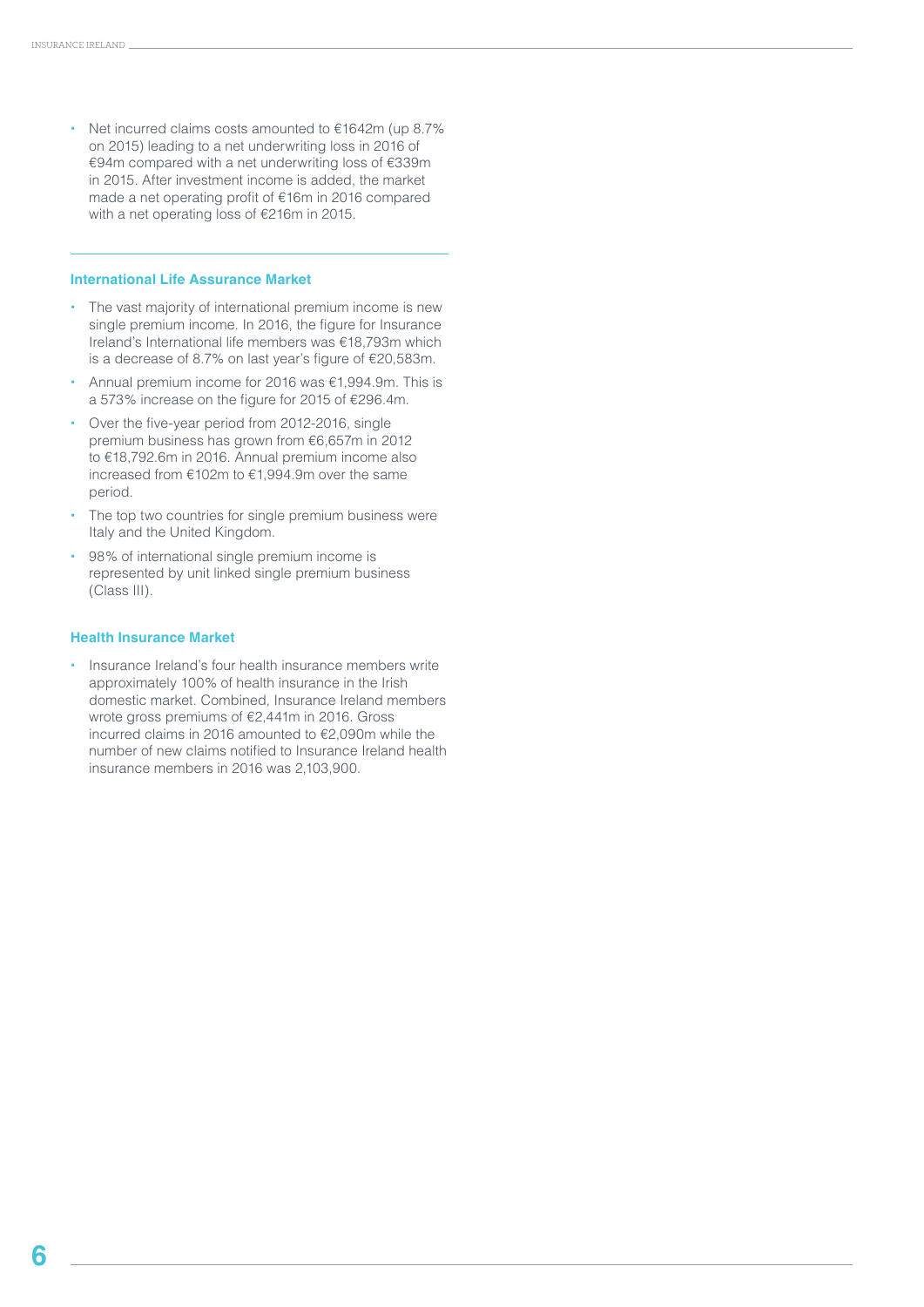- Net incurred claims costs amounted to €1642m (up 8.7% on 2015) leading to a net underwriting loss in 2016 of €94m compared with a net underwriting loss of €339m in 2015. After investment income is added, the market made a net operating profit of €16m in 2016 compared with a net operating loss of €216m in 2015.

### International Life Assurance Market

- The vast majority of international premium income is new single premium income. In 2016, the figure for Insurance Ireland's International life members was €18,793m which is a decrease of 8.7% on last year's figure of €20,583m.
- Annual premium income for 2016 was €1,994.9m. This is a 573% increase on the figure for 2015 of €296.4m.
- Over the five-year period from 2012-2016, single premium business has grown from €6,657m in 2012 to €18,792.6m in 2016. Annual premium income also increased from €102m to €1,994.9m over the same period.
- The top two countries for single premium business were Italy and the United Kingdom.
- 98% of international single premium income is represented by unit linked single premium business (Class III).

### Health Insurance Market

- Insurance Ireland's four health insurance members write approximately 100% of health insurance in the Irish domestic market. Combined, Insurance Ireland members wrote gross premiums of €2,441m in 2016. Gross incurred claims in 2016 amounted to €2,090m while the number of new claims notified to Insurance Ireland health insurance members in 2016 was 2,103,900.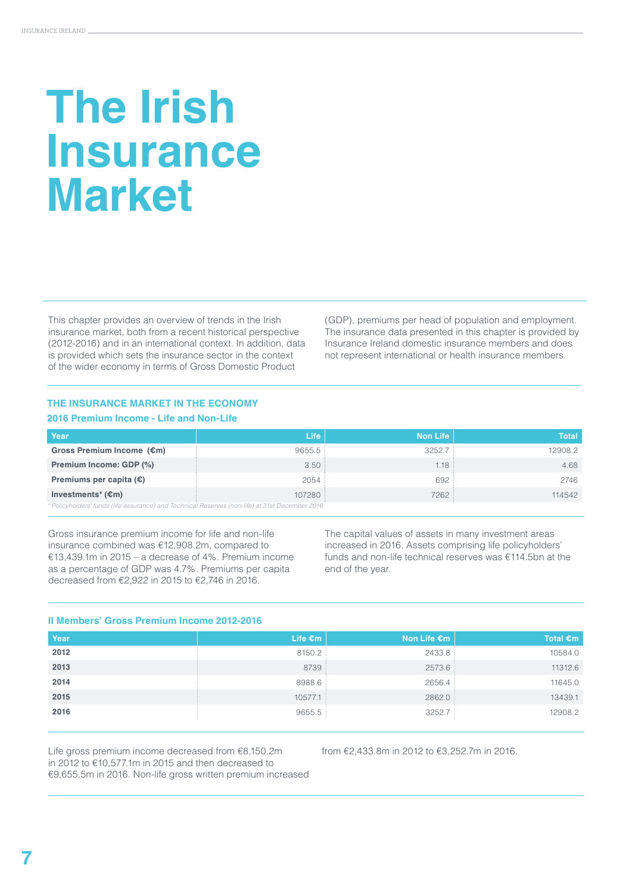# The Irish Insurance Market

This chapter provides an overview of trends in the Irish insurance market, both from a recent historical perspective (2012-2016) and in an international context. In addition, data is provided which sets the insurance sector in the context of the wider economy in terms of Gross Domestic Product (GDP), premiums per head of population and employment. The insurance data presented in this chapter is provided by Insurance Ireland domestic insurance members and does not represent international or health insurance members.

## THE INSURANCE MARKET IN THE ECONOMY

### 2016 Premium Income - Life and Non-Life

| Year | Life | Non Life | Total |
|---|---|---|---|
| **Gross Premium Income (€m)** | 9655.5 | 3252.7 | 12908.2 |
| **Premium Income: GDP (%)** | 3.50 | 1.18 | 4.68 |
| **Premiums per capita (€)** | 2054 | 692 | 2746 |
| **Investments* (€m)** | 107280 | 7262 | 114542 |

*\* Policyholders' funds (life assurance) and Technical Reserves (non-life) at 31st December 2016*

Gross insurance premium income for life and non-life insurance combined was €12,908.2m, compared to €13,439.1m in 2015 – a decrease of 4%. Premium income as a percentage of GDP was 4.7%. Premiums per capita decreased from €2,922 in 2015 to €2,746 in 2016.

The capital values of assets in many investment areas increased in 2016. Assets comprising life policyholders' funds and non-life technical reserves was €114.5bn at the end of the year.

### II Members' Gross Premium Income 2012-2016

| Year | Life €m | Non Life €m | Total €m |
|---|---|---|---|
| **2012** | 8150.2 | 2433.8 | 10584.0 |
| **2013** | 8739 | 2573.6 | 11312.6 |
| **2014** | 8988.6 | 2656.4 | 11645.0 |
| **2015** | 10577.1 | 2862.0 | 13439.1 |
| **2016** | 9655.5 | 3252.7 | 12908.2 |

Life gross premium income decreased from €8,150.2m in 2012 to €10,577.1m in 2015 and then decreased to €9,655.5m in 2016. Non-life gross written premium increased from €2,433.8m in 2012 to €3,252.7m in 2016.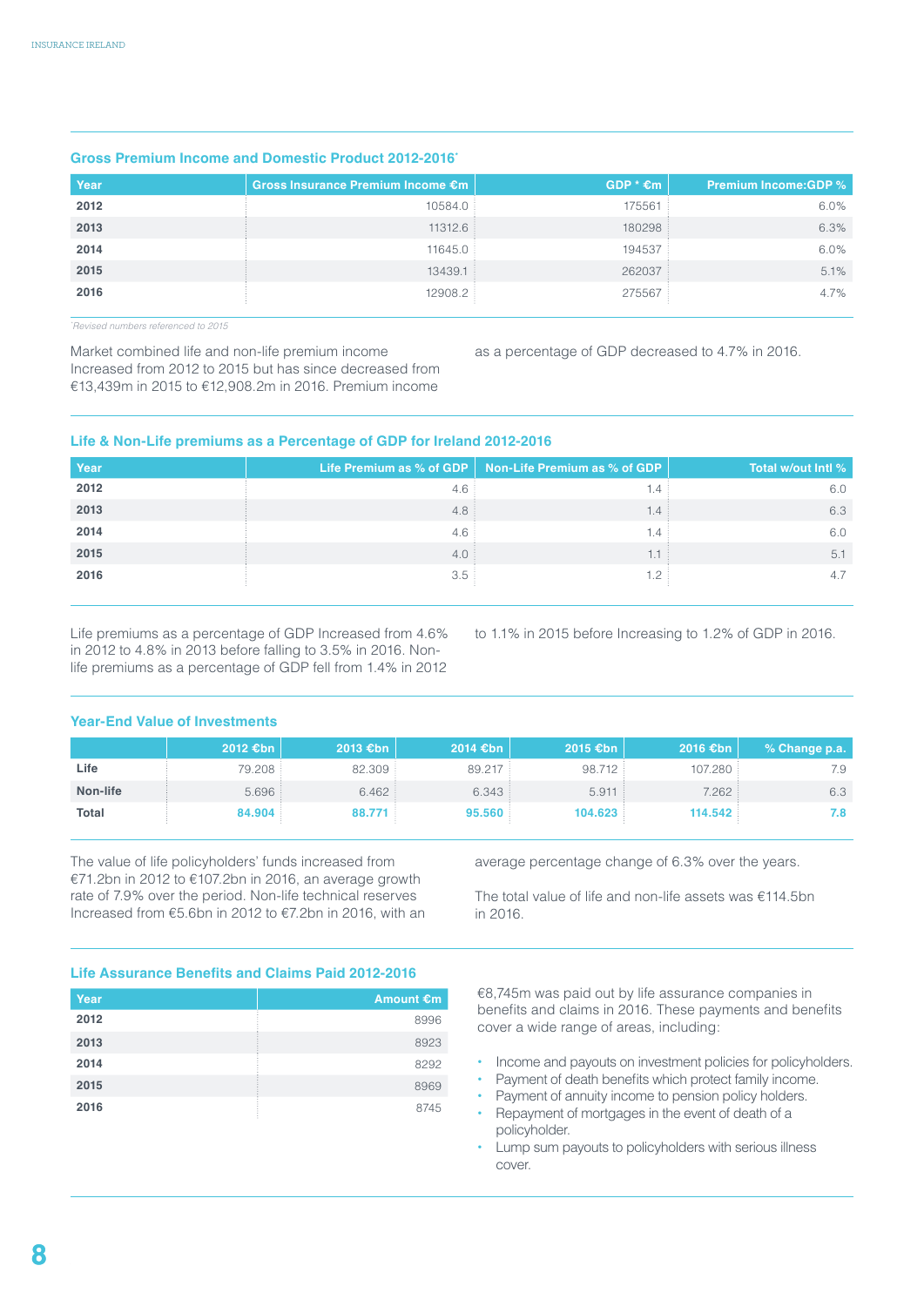## Gross Premium Income and Domestic Product 2012-2016*

| Year | Gross Insurance Premium Income €m | GDP * €m | Premium Income:GDP % |
|---|---|---|---|
| 2012 | 10584.0 | 175561 | 6.0% |
| 2013 | 11312.6 | 180298 | 6.3% |
| 2014 | 11645.0 | 194537 | 6.0% |
| 2015 | 13439.1 | 262037 | 5.1% |
| 2016 | 12908.2 | 275567 | 4.7% |

*Revised numbers referenced to 2015*

Market combined life and non-life premium income Increased from 2012 to 2015 but has since decreased from €13,439m in 2015 to €12,908.2m in 2016. Premium income as a percentage of GDP decreased to 4.7% in 2016.

## Life & Non-Life premiums as a Percentage of GDP for Ireland 2012-2016

| Year | Life Premium as % of GDP | Non-Life Premium as % of GDP | Total w/out Intl % |
|---|---|---|---|
| 2012 | 4.6 | 1.4 | 6.0 |
| 2013 | 4.8 | 1.4 | 6.3 |
| 2014 | 4.6 | 1.4 | 6.0 |
| 2015 | 4.0 | 1.1 | 5.1 |
| 2016 | 3.5 | 1.2 | 4.7 |

Life premiums as a percentage of GDP Increased from 4.6% in 2012 to 4.8% in 2013 before falling to 3.5% in 2016. Non-life premiums as a percentage of GDP fell from 1.4% in 2012 to 1.1% in 2015 before Increasing to 1.2% of GDP in 2016.

## Year-End Value of Investments

| | 2012 €bn | 2013 €bn | 2014 €bn | 2015 €bn | 2016 €bn | % Change p.a. |
|---|---|---|---|---|---|---|
| Life | 79.208 | 82.309 | 89.217 | 98.712 | 107.280 | 7.9 |
| Non-life | 5.696 | 6.462 | 6.343 | 5.911 | 7.262 | 6.3 |
| **Total** | **84.904** | **88.771** | **95.560** | **104.623** | **114.542** | **7.8** |

The value of life policyholders' funds increased from €71.2bn in 2012 to €107.2bn in 2016, an average growth rate of 7.9% over the period. Non-life technical reserves Increased from €5.6bn in 2012 to €7.2bn in 2016, with an average percentage change of 6.3% over the years.

The total value of life and non-life assets was €114.5bn in 2016.

## Life Assurance Benefits and Claims Paid 2012-2016

| Year | Amount €m |
|---|---|
| 2012 | 8996 |
| 2013 | 8923 |
| 2014 | 8292 |
| 2015 | 8969 |
| 2016 | 8745 |

€8,745m was paid out by life assurance companies in benefits and claims in 2016. These payments and benefits cover a wide range of areas, including:

- Income and payouts on investment policies for policyholders.
- Payment of death benefits which protect family income.
- Payment of annuity income to pension policy holders.
- Repayment of mortgages in the event of death of a policyholder.
- Lump sum payouts to policyholders with serious illness cover.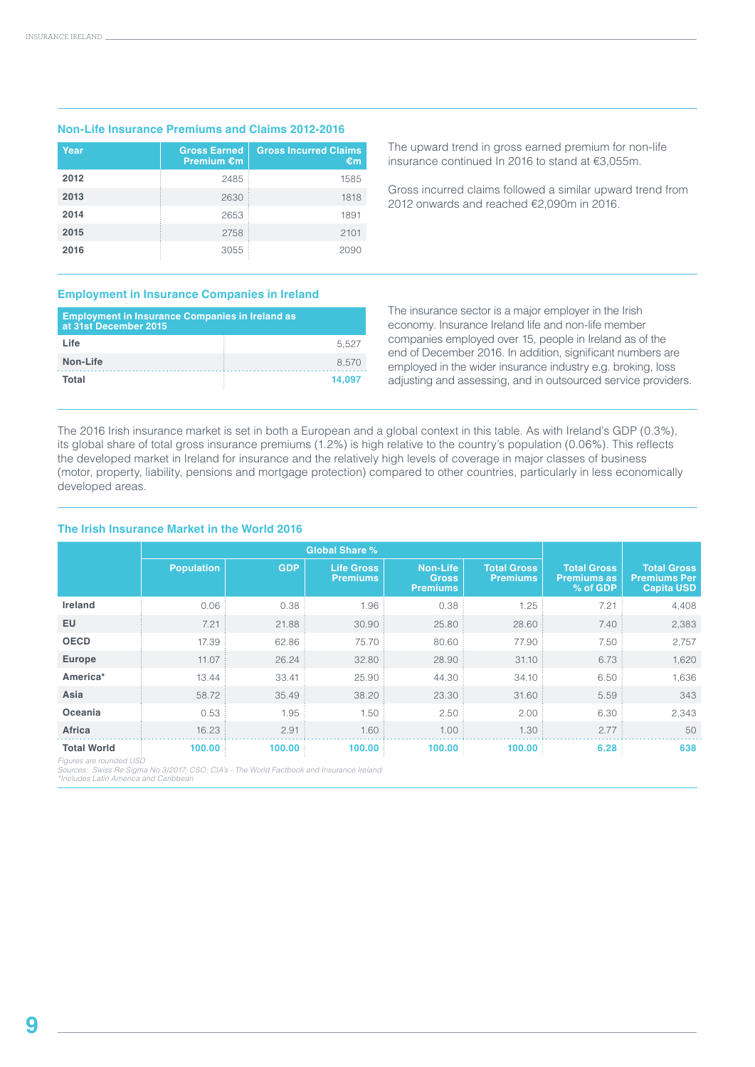## Non-Life Insurance Premiums and Claims 2012-2016

| Year | Gross Earned Premium €m | Gross Incurred Claims €m |
|---|---|---|
| 2012 | 2485 | 1585 |
| 2013 | 2630 | 1818 |
| 2014 | 2653 | 1891 |
| 2015 | 2758 | 2101 |
| 2016 | 3055 | 2090 |

The upward trend in gross earned premium for non-life insurance continued In 2016 to stand at €3,055m.

Gross incurred claims followed a similar upward trend from 2012 onwards and reached €2,090m in 2016.

## Employment in Insurance Companies in Ireland

| Employment in Insurance Companies in Ireland as at 31st December 2015 | |
|---|---|
| Life | 5,527 |
| Non-Life | 8,570 |
| Total | 14,097 |

The insurance sector is a major employer in the Irish economy. Insurance Ireland life and non-life member companies employed over 15, people in Ireland as of the end of December 2016. In addition, significant numbers are employed in the wider insurance industry e.g. broking, loss adjusting and assessing, and in outsourced service providers.

The 2016 Irish insurance market is set in both a European and a global context in this table. As with Ireland's GDP (0.3%), its global share of total gross insurance premiums (1.2%) is high relative to the country's population (0.06%). This reflects the developed market in Ireland for insurance and the relatively high levels of coverage in major classes of business (motor, property, liability, pensions and mortgage protection) compared to other countries, particularly in less economically developed areas.

## The Irish Insurance Market in the World 2016

| | Global Share % | | | | | | |
|---|---|---|---|---|---|---|---|
| | Population | GDP | Life Gross Premiums | Non-Life Gross Premiums | Total Gross Premiums | Total Gross Premiums as % of GDP | Total Gross Premiums Per Capita USD |
| Ireland | 0.06 | 0.38 | 1.96 | 0.38 | 1.25 | 7.21 | 4,408 |
| EU | 7.21 | 21.88 | 30.90 | 25.80 | 28.60 | 7.40 | 2,383 |
| OECD | 17.39 | 62.86 | 75.70 | 80.60 | 77.90 | 7.50 | 2,757 |
| Europe | 11.07 | 26.24 | 32.80 | 28.90 | 31.10 | 6.73 | 1,620 |
| America* | 13.44 | 33.41 | 25.90 | 44.30 | 34.10 | 6.50 | 1,636 |
| Asia | 58.72 | 35.49 | 38.20 | 23.30 | 31.60 | 5.59 | 343 |
| Oceania | 0.53 | 1.95 | 1.50 | 2.50 | 2.00 | 6.30 | 2,343 |
| Africa | 16.23 | 2.91 | 1.60 | 1.00 | 1.30 | 2.77 | 50 |
| Total World | 100.00 | 100.00 | 100.00 | 100.00 | 100.00 | 6.28 | 638 |

*Figures are rounded USD*
*Sources: Swiss Re Sigma No 3/2017; CSO; CIA's - The World Factbook and Insurance Ireland*
*\*Includes Latin America and Caribbean*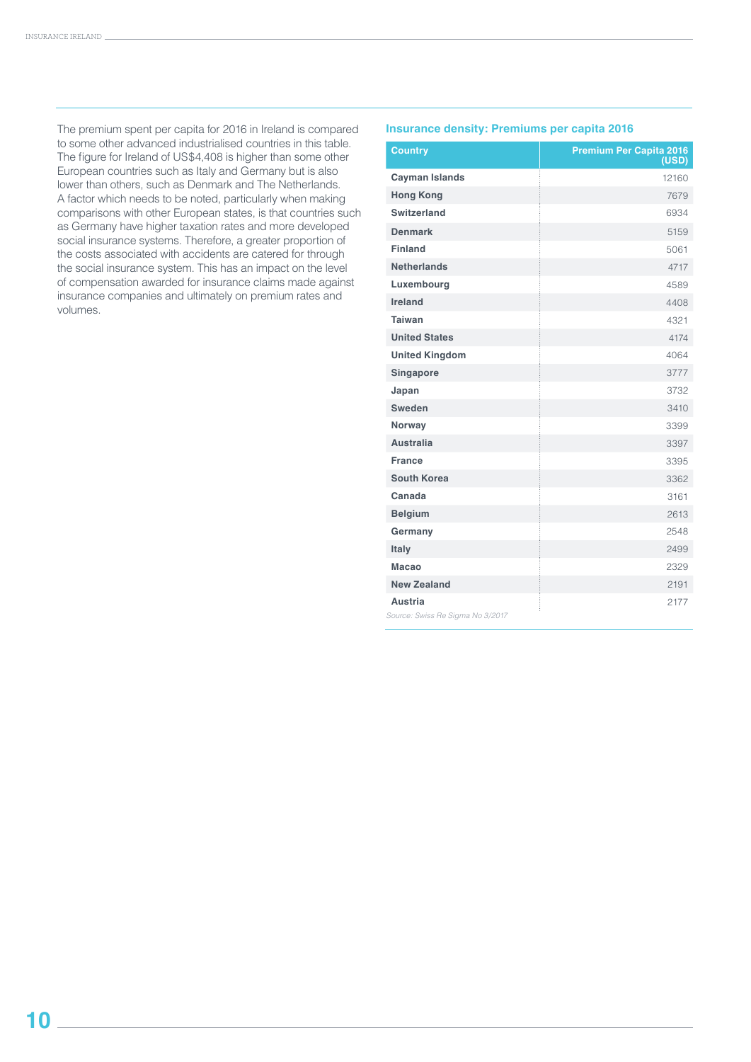The premium spent per capita for 2016 in Ireland is compared to some other advanced industrialised countries in this table. The figure for Ireland of US$4,408 is higher than some other European countries such as Italy and Germany but is also lower than others, such as Denmark and The Netherlands. A factor which needs to be noted, particularly when making comparisons with other European states, is that countries such as Germany have higher taxation rates and more developed social insurance systems. Therefore, a greater proportion of the costs associated with accidents are catered for through the social insurance system. This has an impact on the level of compensation awarded for insurance claims made against insurance companies and ultimately on premium rates and volumes.

### Insurance density: Premiums per capita 2016

| Country | Premium Per Capita 2016 (USD) |
|---|---|
| Cayman Islands | 12160 |
| Hong Kong | 7679 |
| Switzerland | 6934 |
| Denmark | 5159 |
| Finland | 5061 |
| Netherlands | 4717 |
| Luxembourg | 4589 |
| Ireland | 4408 |
| Taiwan | 4321 |
| United States | 4174 |
| United Kingdom | 4064 |
| Singapore | 3777 |
| Japan | 3732 |
| Sweden | 3410 |
| Norway | 3399 |
| Australia | 3397 |
| France | 3395 |
| South Korea | 3362 |
| Canada | 3161 |
| Belgium | 2613 |
| Germany | 2548 |
| Italy | 2499 |
| Macao | 2329 |
| New Zealand | 2191 |
| Austria | 2177 |

*Source: Swiss Re Sigma No 3/2017*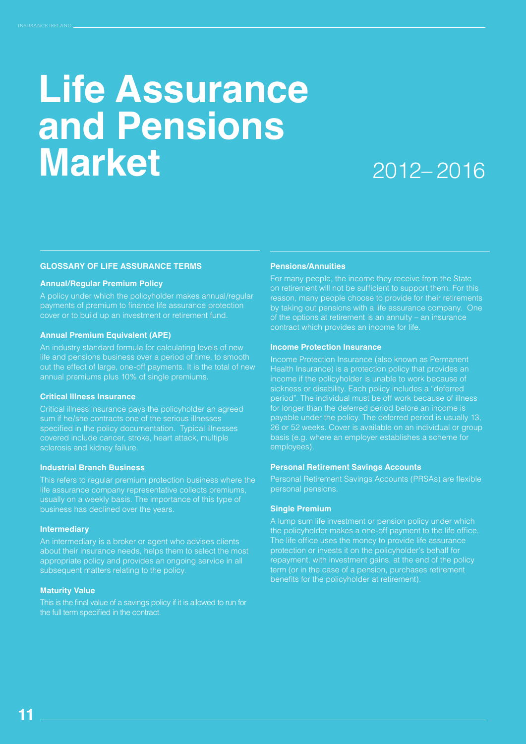# Life Assurance and Pensions Market

2012–2016

## GLOSSARY OF LIFE ASSURANCE TERMS

### Annual/Regular Premium Policy

A policy under which the policyholder makes annual/regular payments of premium to finance life assurance protection cover or to build up an investment or retirement fund.

### Annual Premium Equivalent (APE)

An industry standard formula for calculating levels of new life and pensions business over a period of time, to smooth out the effect of large, one-off payments. It is the total of new annual premiums plus 10% of single premiums.

### Critical Illness Insurance

Critical illness insurance pays the policyholder an agreed sum if he/she contracts one of the serious illnesses specified in the policy documentation. Typical illnesses covered include cancer, stroke, heart attack, multiple sclerosis and kidney failure.

### Industrial Branch Business

This refers to regular premium protection business where the life assurance company representative collects premiums, usually on a weekly basis. The importance of this type of business has declined over the years.

### Intermediary

An intermediary is a broker or agent who advises clients about their insurance needs, helps them to select the most appropriate policy and provides an ongoing service in all subsequent matters relating to the policy.

### Maturity Value

This is the final value of a savings policy if it is allowed to run for the full term specified in the contract.

### Pensions/Annuities

For many people, the income they receive from the State on retirement will not be sufficient to support them. For this reason, many people choose to provide for their retirements by taking out pensions with a life assurance company. One of the options at retirement is an annuity – an insurance contract which provides an income for life.

### Income Protection Insurance

Income Protection Insurance (also known as Permanent Health Insurance) is a protection policy that provides an income if the policyholder is unable to work because of sickness or disability. Each policy includes a "deferred period". The individual must be off work because of illness for longer than the deferred period before an income is payable under the policy. The deferred period is usually 13, 26 or 52 weeks. Cover is available on an individual or group basis (e.g. where an employer establishes a scheme for employees).

### Personal Retirement Savings Accounts

Personal Retirement Savings Accounts (PRSAs) are flexible personal pensions.

### Single Premium

A lump sum life investment or pension policy under which the policyholder makes a one-off payment to the life office. The life office uses the money to provide life assurance protection or invests it on the policyholder's behalf for repayment, with investment gains, at the end of the policy term (or in the case of a pension, purchases retirement benefits for the policyholder at retirement).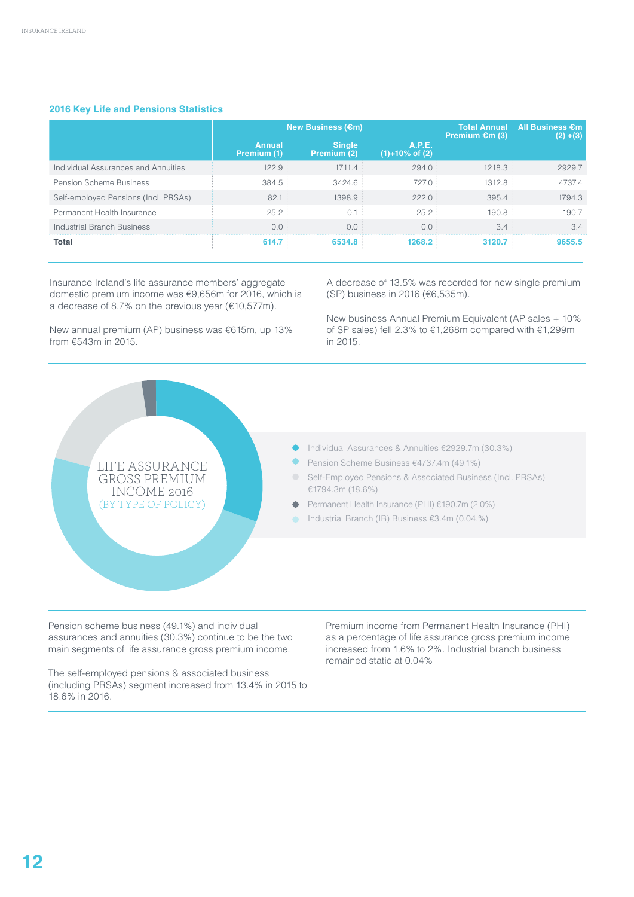### 2016 Key Life and Pensions Statistics

| | New Business (€m) | | | Total Annual Premium €m (3) | All Business €m (2) +(3) |
|---|---|---|---|---|---|
| | Annual Premium (1) | Single Premium (2) | A.P.E. (1)+10% of (2) | | |
| Individual Assurances and Annuities | 122.9 | 1711.4 | 294.0 | 1218.3 | 2929.7 |
| Pension Scheme Business | 384.5 | 3424.6 | 727.0 | 1312.8 | 4737.4 |
| Self-employed Pensions (Incl. PRSAs) | 82.1 | 1398.9 | 222.0 | 395.4 | 1794.3 |
| Permanent Health Insurance | 25.2 | -0.1 | 25.2 | 190.8 | 190.7 |
| Industrial Branch Business | 0.0 | 0.0 | 0.0 | 3.4 | 3.4 |
| **Total** | **614.7** | **6534.8** | **1268.2** | **3120.7** | **9655.5** |

Insurance Ireland's life assurance members' aggregate domestic premium income was €9,656m for 2016, which is a decrease of 8.7% on the previous year (€10,577m).

New annual premium (AP) business was €615m, up 13% from €543m in 2015.

A decrease of 13.5% was recorded for new single premium (SP) business in 2016 (€6,535m).

New business Annual Premium Equivalent (AP sales + 10% of SP sales) fell 2.3% to €1,268m compared with €1,299m in 2015.

**LIFE ASSURANCE GROSS PREMIUM INCOME 2016 (BY TYPE OF POLICY)**

- Individual Assurances & Annuities €2929.7m (30.3%)
- Pension Scheme Business €4737.4m (49.1%)
- Self-Employed Pensions & Associated Business (Incl. PRSAs) €1794.3m (18.6%)
- Permanent Health Insurance (PHI) €190.7m (2.0%)
- Industrial Branch (IB) Business €3.4m (0.04.%)

Pension scheme business (49.1%) and individual assurances and annuities (30.3%) continue to be the two main segments of life assurance gross premium income.

The self-employed pensions & associated business (including PRSAs) segment increased from 13.4% in 2015 to 18.6% in 2016.

Premium income from Permanent Health Insurance (PHI) as a percentage of life assurance gross premium income increased from 1.6% to 2%. Industrial branch business remained static at 0.04%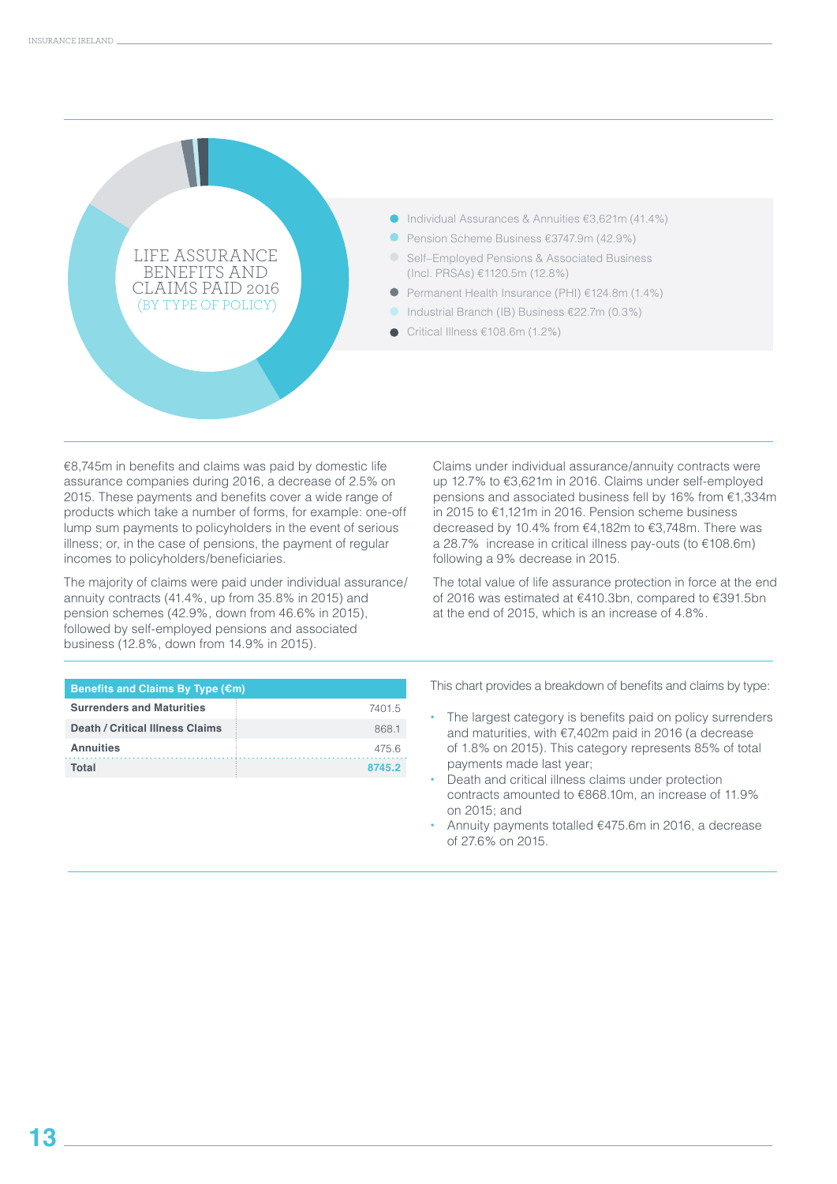## LIFE ASSURANCE BENEFITS AND CLAIMS PAID 2016 (BY TYPE OF POLICY)

- Individual Assurances & Annuities €3,621m (41.4%)
- Pension Scheme Business €3747.9m (42.9%)
- Self–Employed Pensions & Associated Business (Incl. PRSAs) €1120.5m (12.8%)
- Permanent Health Insurance (PHI) €124.8m (1.4%)
- Industrial Branch (IB) Business €22.7m (0.3%)
- Critical Illness €108.6m (1.2%)

€8,745m in benefits and claims was paid by domestic life assurance companies during 2016, a decrease of 2.5% on 2015. These payments and benefits cover a wide range of products which take a number of forms, for example: one-off lump sum payments to policyholders in the event of serious illness; or, in the case of pensions, the payment of regular incomes to policyholders/beneficiaries.

The majority of claims were paid under individual assurance/ annuity contracts (41.4%, up from 35.8% in 2015) and pension schemes (42.9%, down from 46.6% in 2015), followed by self-employed pensions and associated business (12.8%, down from 14.9% in 2015).

Claims under individual assurance/annuity contracts were up 12.7% to €3,621m in 2016. Claims under self-employed pensions and associated business fell by 16% from €1,334m in 2015 to €1,121m in 2016. Pension scheme business decreased by 10.4% from €4,182m to €3,748m. There was a 28.7% increase in critical illness pay-outs (to €108.6m) following a 9% decrease in 2015.

The total value of life assurance protection in force at the end of 2016 was estimated at €410.3bn, compared to €391.5bn at the end of 2015, which is an increase of 4.8%.

| Benefits and Claims By Type (€m) | |
|---|---|
| **Surrenders and Maturities** | 7401.5 |
| **Death / Critical Illness Claims** | 868.1 |
| **Annuities** | 475.6 |
| **Total** | **8745.2** |

This chart provides a breakdown of benefits and claims by type:

- The largest category is benefits paid on policy surrenders and maturities, with €7,402m paid in 2016 (a decrease of 1.8% on 2015). This category represents 85% of total payments made last year;
- Death and critical illness claims under protection contracts amounted to €868.10m, an increase of 11.9% on 2015; and
- Annuity payments totalled €475.6m in 2016, a decrease of 27.6% on 2015.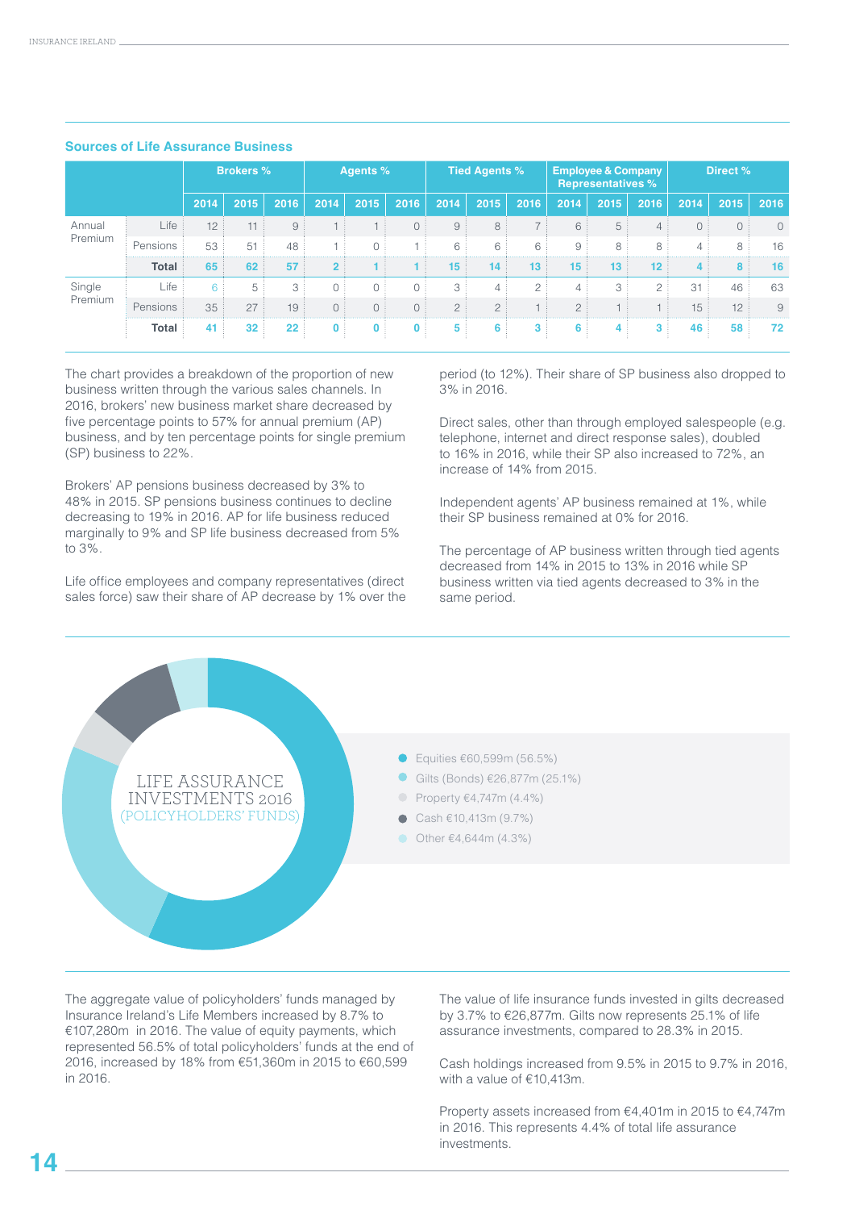## Sources of Life Assurance Business

| | | Brokers % | | | Agents % | | | Tied Agents % | | | Employee & Company Representatives % | | | Direct % | | |
|---|---|---|---|---|---|---|---|---|---|---|---|---|---|---|---|---|
| | | 2014 | 2015 | 2016 | 2014 | 2015 | 2016 | 2014 | 2015 | 2016 | 2014 | 2015 | 2016 | 2014 | 2015 | 2016 |
| Annual Premium | Life | 12 | 11 | 9 | 1 | 1 | 0 | 9 | 8 | 7 | 6 | 5 | 4 | 0 | 0 | 0 |
| | Pensions | 53 | 51 | 48 | 1 | 0 | 1 | 6 | 6 | 6 | 9 | 8 | 8 | 4 | 8 | 16 |
| | **Total** | **65** | **62** | **57** | **2** | **1** | **1** | **15** | **14** | **13** | **15** | **13** | **12** | **4** | **8** | **16** |
| Single Premium | Life | 6 | 5 | 3 | 0 | 0 | 0 | 3 | 4 | 2 | 4 | 3 | 2 | 31 | 46 | 63 |
| | Pensions | 35 | 27 | 19 | 0 | 0 | 0 | 2 | 2 | 1 | 2 | 1 | 1 | 15 | 12 | 9 |
| | **Total** | **41** | **32** | **22** | **0** | **0** | **0** | **5** | **6** | **3** | **6** | **4** | **3** | **46** | **58** | **72** |

The chart provides a breakdown of the proportion of new business written through the various sales channels. In 2016, brokers' new business market share decreased by five percentage points to 57% for annual premium (AP) business, and by ten percentage points for single premium (SP) business to 22%.

Brokers' AP pensions business decreased by 3% to 48% in 2015. SP pensions business continues to decline decreasing to 19% in 2016. AP for life business reduced marginally to 9% and SP life business decreased from 5% to 3%.

Life office employees and company representatives (direct sales force) saw their share of AP decrease by 1% over the period (to 12%). Their share of SP business also dropped to 3% in 2016.

Direct sales, other than through employed salespeople (e.g. telephone, internet and direct response sales), doubled to 16% in 2016, while their SP also increased to 72%, an increase of 14% from 2015.

Independent agents' AP business remained at 1%, while their SP business remained at 0% for 2016.

The percentage of AP business written through tied agents decreased from 14% in 2015 to 13% in 2016 while SP business written via tied agents decreased to 3% in the same period.

LIFE ASSURANCE INVESTMENTS 2016 (POLICYHOLDERS' FUNDS)

- Equities €60,599m (56.5%)
- Gilts (Bonds) €26,877m (25.1%)
- Property €4,747m (4.4%)
- Cash €10,413m (9.7%)
- Other €4,644m (4.3%)

The aggregate value of policyholders' funds managed by Insurance Ireland's Life Members increased by 8.7% to €107,280m in 2016. The value of equity payments, which represented 56.5% of total policyholders' funds at the end of 2016, increased by 18% from €51,360m in 2015 to €60,599 in 2016.

The value of life insurance funds invested in gilts decreased by 3.7% to €26,877m. Gilts now represents 25.1% of life assurance investments, compared to 28.3% in 2015.

Cash holdings increased from 9.5% in 2015 to 9.7% in 2016, with a value of €10,413m.

Property assets increased from €4,401m in 2015 to €4,747m in 2016. This represents 4.4% of total life assurance investments.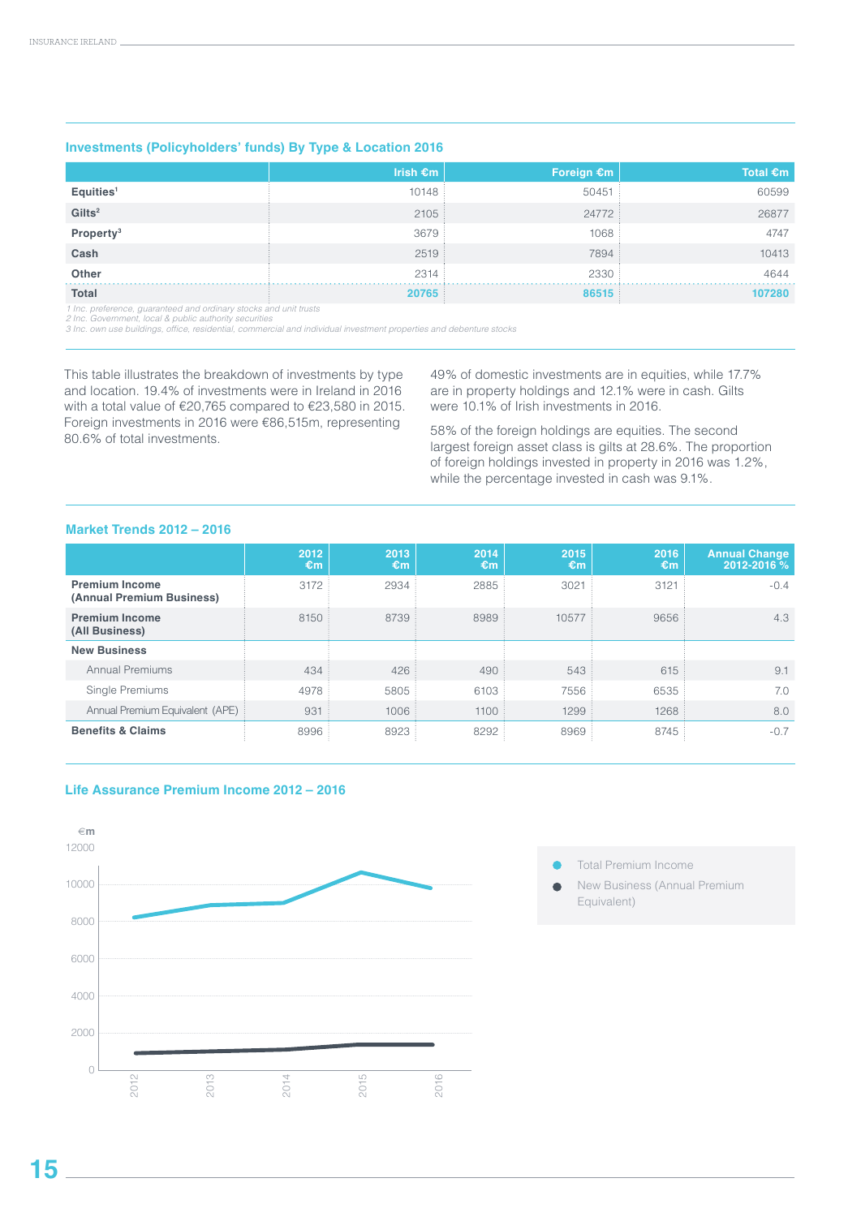### Investments (Policyholders' funds) By Type & Location 2016

| | Irish €m | Foreign €m | Total €m |
|---|---|---|---|
| **Equities**[1] | 10148 | 50451 | 60599 |
| **Gilts**[2] | 2105 | 24772 | 26877 |
| **Property**[3] | 3679 | 1068 | 4747 |
| **Cash** | 2519 | 7894 | 10413 |
| **Other** | 2314 | 2330 | 4644 |
| **Total** | **20765** | **86515** | **107280** |

*1 Inc. preference, guaranteed and ordinary stocks and unit trusts*
*2 Inc. Government, local & public authority securities*
*3 Inc. own use buildings, office, residential, commercial and individual investment properties and debenture stocks*

This table illustrates the breakdown of investments by type and location. 19.4% of investments were in Ireland in 2016 with a total value of €20,765 compared to €23,580 in 2015. Foreign investments in 2016 were €86,515m, representing 80.6% of total investments.

49% of domestic investments are in equities, while 17.7% are in property holdings and 12.1% were in cash. Gilts were 10.1% of Irish investments in 2016.

58% of the foreign holdings are equities. The second largest foreign asset class is gilts at 28.6%. The proportion of foreign holdings invested in property in 2016 was 1.2%, while the percentage invested in cash was 9.1%.

### Market Trends 2012 – 2016

| | 2012 €m | 2013 €m | 2014 €m | 2015 €m | 2016 €m | Annual Change 2012-2016 % |
|---|---|---|---|---|---|---|
| **Premium Income (Annual Premium Business)** | 3172 | 2934 | 2885 | 3021 | 3121 | -0.4 |
| **Premium Income (All Business)** | 8150 | 8739 | 8989 | 10577 | 9656 | 4.3 |
| **New Business** | | | | | | |
| Annual Premiums | 434 | 426 | 490 | 543 | 615 | 9.1 |
| Single Premiums | 4978 | 5805 | 6103 | 7556 | 6535 | 7.0 |
| Annual Premium Equivalent (APE) | 931 | 1006 | 1100 | 1299 | 1268 | 8.0 |
| **Benefits & Claims** | 8996 | 8923 | 8292 | 8969 | 8745 | -0.7 |

### Life Assurance Premium Income 2012 – 2016

€m

- Total Premium Income
- New Business (Annual Premium Equivalent)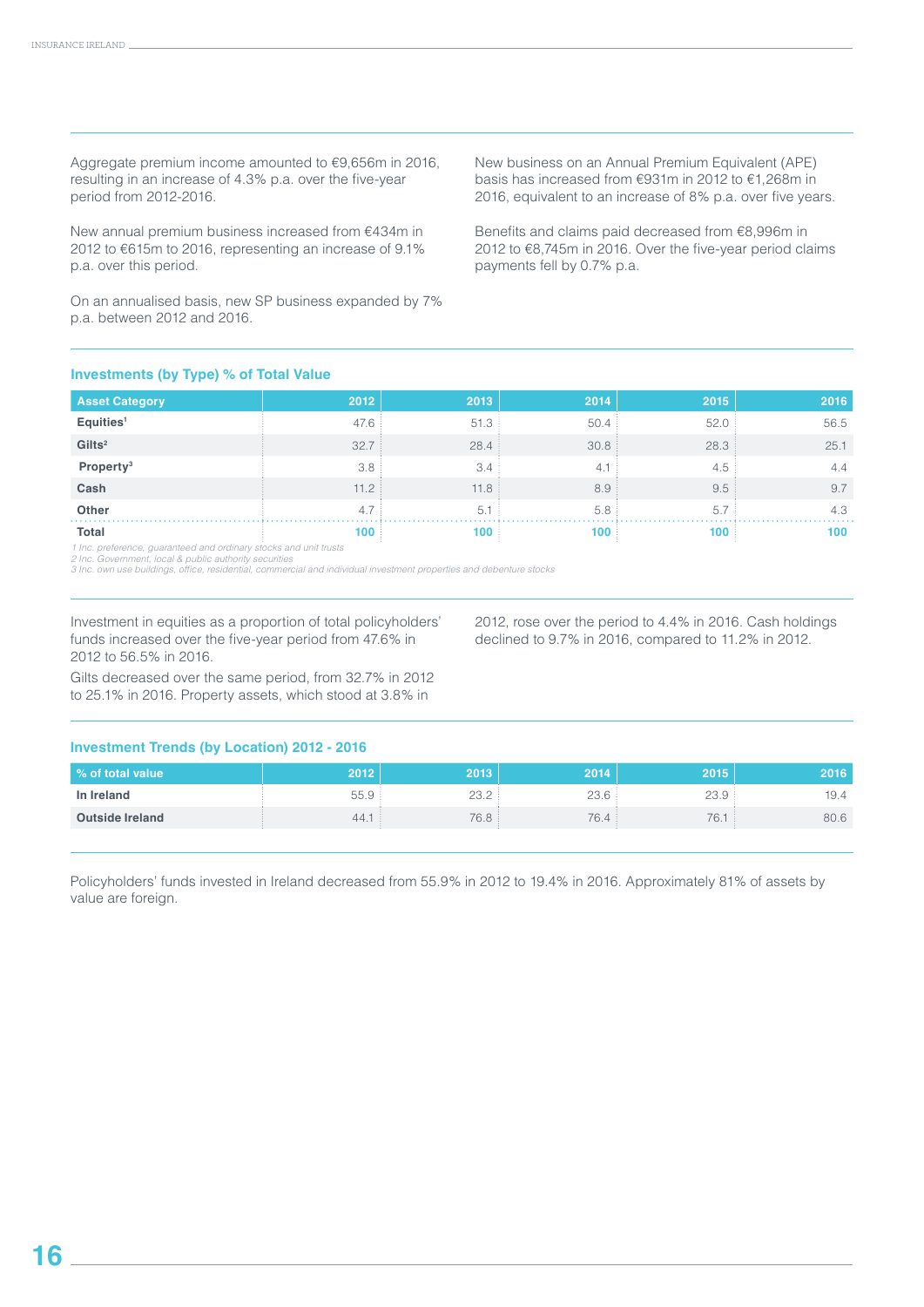Aggregate premium income amounted to €9,656m in 2016, resulting in an increase of 4.3% p.a. over the five-year period from 2012-2016.

New annual premium business increased from €434m in 2012 to €615m to 2016, representing an increase of 9.1% p.a. over this period.

On an annualised basis, new SP business expanded by 7% p.a. between 2012 and 2016.

New business on an Annual Premium Equivalent (APE) basis has increased from €931m in 2012 to €1,268m in 2016, equivalent to an increase of 8% p.a. over five years.

Benefits and claims paid decreased from €8,996m in 2012 to €8,745m in 2016. Over the five-year period claims payments fell by 0.7% p.a.

### Investments (by Type) % of Total Value

| Asset Category | 2012 | 2013 | 2014 | 2015 | 2016 |
|---|---|---|---|---|---|
| Equities[1] | 47.6 | 51.3 | 50.4 | 52.0 | 56.5 |
| Gilts[2] | 32.7 | 28.4 | 30.8 | 28.3 | 25.1 |
| Property[3] | 3.8 | 3.4 | 4.1 | 4.5 | 4.4 |
| Cash | 11.2 | 11.8 | 8.9 | 9.5 | 9.7 |
| Other | 4.7 | 5.1 | 5.8 | 5.7 | 4.3 |
| **Total** | **100** | **100** | **100** | **100** | **100** |

*1 Inc. preference, guaranteed and ordinary stocks and unit trusts*
*2 Inc. Government, local & public authority securities*
*3 Inc. own use buildings, office, residential, commercial and individual investment properties and debenture stocks*

Investment in equities as a proportion of total policyholders' funds increased over the five-year period from 47.6% in 2012 to 56.5% in 2016.

Gilts decreased over the same period, from 32.7% in 2012 to 25.1% in 2016. Property assets, which stood at 3.8% in 2012, rose over the period to 4.4% in 2016. Cash holdings declined to 9.7% in 2016, compared to 11.2% in 2012.

### Investment Trends (by Location) 2012 - 2016

| % of total value | 2012 | 2013 | 2014 | 2015 | 2016 |
|---|---|---|---|---|---|
| In Ireland | 55.9 | 23.2 | 23.6 | 23.9 | 19.4 |
| Outside Ireland | 44.1 | 76.8 | 76.4 | 76.1 | 80.6 |

Policyholders' funds invested in Ireland decreased from 55.9% in 2012 to 19.4% in 2016. Approximately 81% of assets by value are foreign.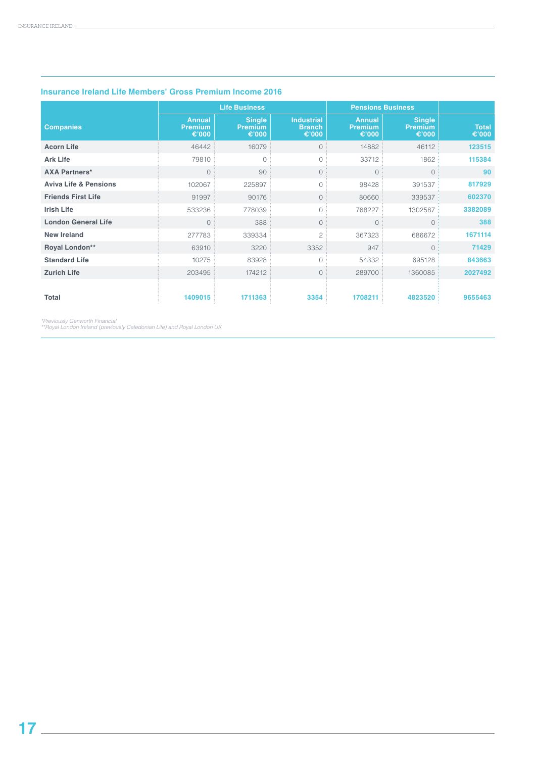## Insurance Ireland Life Members' Gross Premium Income 2016

| Companies | Life Business | | | Pensions Business | | |
|---|---|---|---|---|---|---|
| | Annual Premium €'000 | Single Premium €'000 | Industrial Branch €'000 | Annual Premium €'000 | Single Premium €'000 | Total €'000 |
| **Acorn Life** | 46442 | 16079 | 0 | 14882 | 46112 | **123515** |
| **Ark Life** | 79810 | 0 | 0 | 33712 | 1862 | **115384** |
| **AXA Partners*** | 0 | 90 | 0 | 0 | 0 | **90** |
| **Aviva Life & Pensions** | 102067 | 225897 | 0 | 98428 | 391537 | **817929** |
| **Friends First Life** | 91997 | 90176 | 0 | 80660 | 339537 | **602370** |
| **Irish Life** | 533236 | 778039 | 0 | 768227 | 1302587 | **3382089** |
| **London General Life** | 0 | 388 | 0 | 0 | 0 | **388** |
| **New Ireland** | 277783 | 339334 | 2 | 367323 | 686672 | **1671114** |
| **Royal London**** | 63910 | 3220 | 3352 | 947 | 0 | **71429** |
| **Standard Life** | 10275 | 83928 | 0 | 54332 | 695128 | **843663** |
| **Zurich Life** | 203495 | 174212 | 0 | 289700 | 1360085 | **2027492** |
| **Total** | **1409015** | **1711363** | **3354** | **1708211** | **4823520** | **9655463** |

*\*Previously Genworth Financial*
*\*\*Royal London Ireland (previously Caledonian Life) and Royal London UK*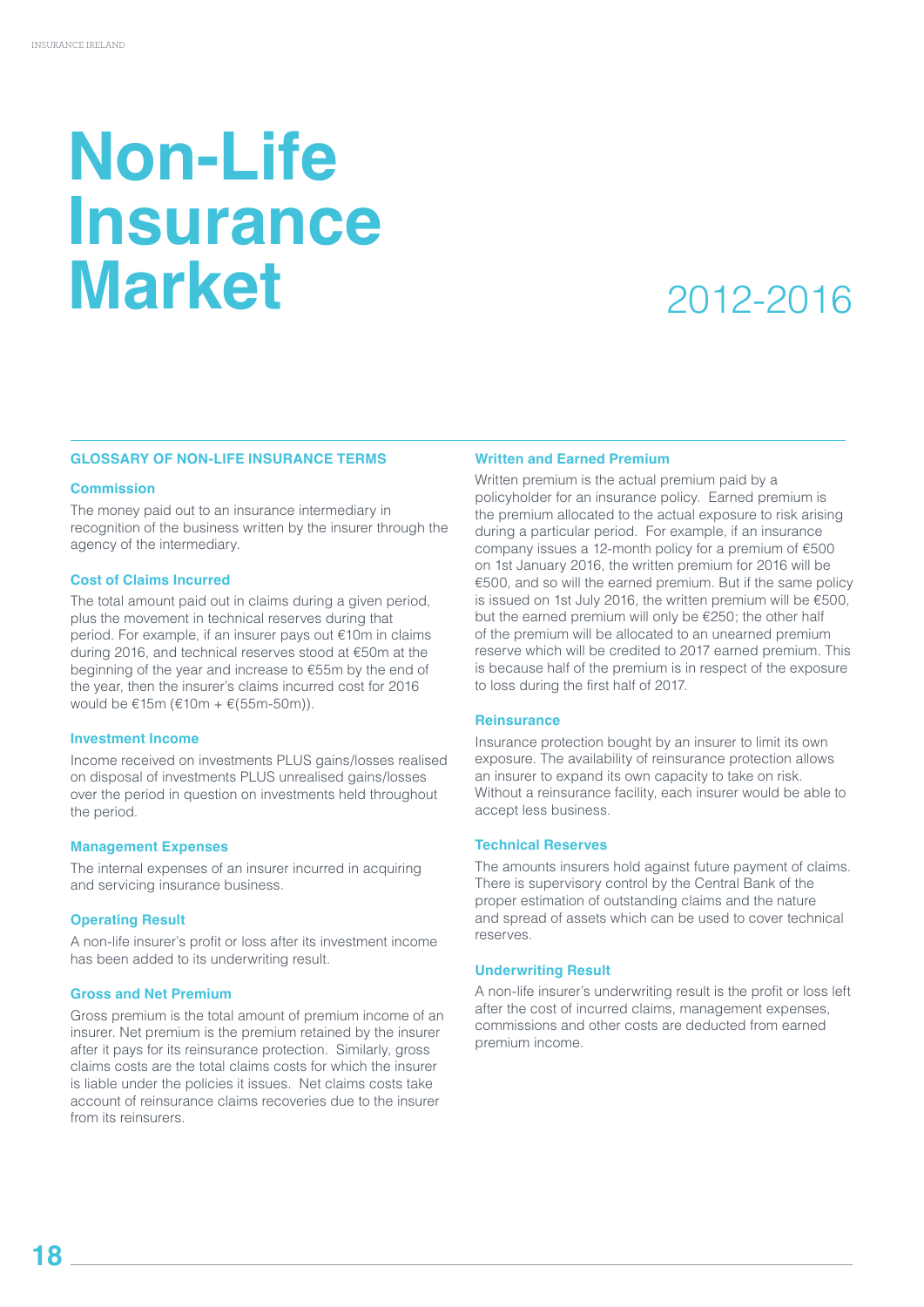# Non-Life Insurance Market

2012-2016

## GLOSSARY OF NON-LIFE INSURANCE TERMS

### Commission

The money paid out to an insurance intermediary in recognition of the business written by the insurer through the agency of the intermediary.

### Cost of Claims Incurred

The total amount paid out in claims during a given period, plus the movement in technical reserves during that period. For example, if an insurer pays out €10m in claims during 2016, and technical reserves stood at €50m at the beginning of the year and increase to €55m by the end of the year, then the insurer's claims incurred cost for 2016 would be €15m (€10m + €(55m-50m)).

### Investment Income

Income received on investments PLUS gains/losses realised on disposal of investments PLUS unrealised gains/losses over the period in question on investments held throughout the period.

### Management Expenses

The internal expenses of an insurer incurred in acquiring and servicing insurance business.

### Operating Result

A non-life insurer's profit or loss after its investment income has been added to its underwriting result.

### Gross and Net Premium

Gross premium is the total amount of premium income of an insurer. Net premium is the premium retained by the insurer after it pays for its reinsurance protection. Similarly, gross claims costs are the total claims costs for which the insurer is liable under the policies it issues. Net claims costs take account of reinsurance claims recoveries due to the insurer from its reinsurers.

### Written and Earned Premium

Written premium is the actual premium paid by a policyholder for an insurance policy. Earned premium is the premium allocated to the actual exposure to risk arising during a particular period. For example, if an insurance company issues a 12-month policy for a premium of €500 on 1st January 2016, the written premium for 2016 will be €500, and so will the earned premium. But if the same policy is issued on 1st July 2016, the written premium will be €500, but the earned premium will only be €250; the other half of the premium will be allocated to an unearned premium reserve which will be credited to 2017 earned premium. This is because half of the premium is in respect of the exposure to loss during the first half of 2017.

### Reinsurance

Insurance protection bought by an insurer to limit its own exposure. The availability of reinsurance protection allows an insurer to expand its own capacity to take on risk. Without a reinsurance facility, each insurer would be able to accept less business.

### Technical Reserves

The amounts insurers hold against future payment of claims. There is supervisory control by the Central Bank of the proper estimation of outstanding claims and the nature and spread of assets which can be used to cover technical reserves.

### Underwriting Result

A non-life insurer's underwriting result is the profit or loss left after the cost of incurred claims, management expenses, commissions and other costs are deducted from earned premium income.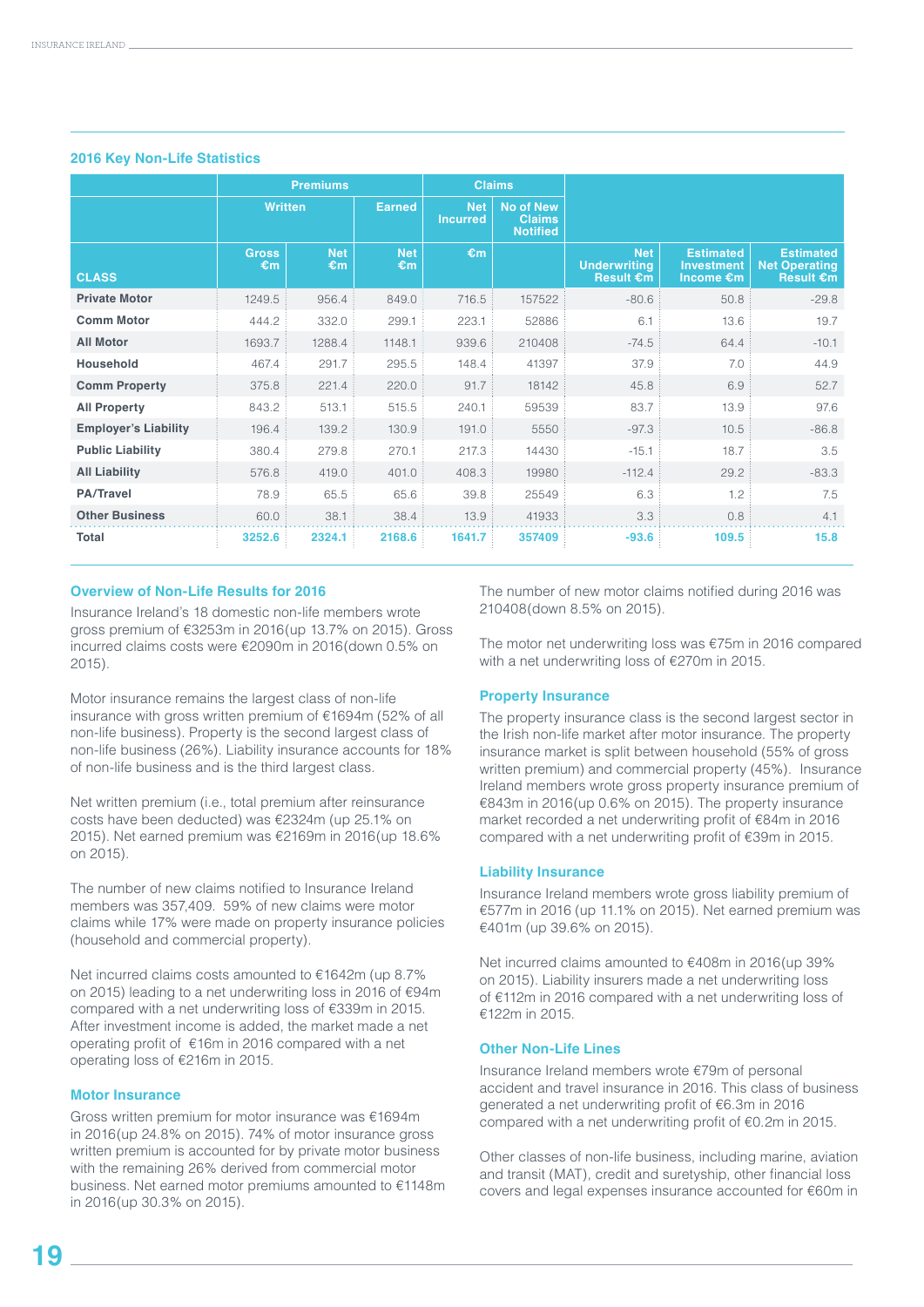## 2016 Key Non-Life Statistics

| | Premiums | | | Claims | | | | |
|---|---|---|---|---|---|---|---|---|
| | Written | | Earned | Net Incurred | No of New Claims Notified | | | |
| CLASS | Gross €m | Net €m | Net €m | €m | | Net Underwriting Result €m | Estimated Investment Income €m | Estimated Net Operating Result €m |
| **Private Motor** | 1249.5 | 956.4 | 849.0 | 716.5 | 157522 | -80.6 | 50.8 | -29.8 |
| **Comm Motor** | 444.2 | 332.0 | 299.1 | 223.1 | 52886 | 6.1 | 13.6 | 19.7 |
| **All Motor** | 1693.7 | 1288.4 | 1148.1 | 939.6 | 210408 | -74.5 | 64.4 | -10.1 |
| **Household** | 467.4 | 291.7 | 295.5 | 148.4 | 41397 | 37.9 | 7.0 | 44.9 |
| **Comm Property** | 375.8 | 221.4 | 220.0 | 91.7 | 18142 | 45.8 | 6.9 | 52.7 |
| **All Property** | 843.2 | 513.1 | 515.5 | 240.1 | 59539 | 83.7 | 13.9 | 97.6 |
| **Employer's Liability** | 196.4 | 139.2 | 130.9 | 191.0 | 5550 | -97.3 | 10.5 | -86.8 |
| **Public Liability** | 380.4 | 279.8 | 270.1 | 217.3 | 14430 | -15.1 | 18.7 | 3.5 |
| **All Liability** | 576.8 | 419.0 | 401.0 | 408.3 | 19980 | -112.4 | 29.2 | -83.3 |
| **PA/Travel** | 78.9 | 65.5 | 65.6 | 39.8 | 25549 | 6.3 | 1.2 | 7.5 |
| **Other Business** | 60.0 | 38.1 | 38.4 | 13.9 | 41933 | 3.3 | 0.8 | 4.1 |
| **Total** | **3252.6** | **2324.1** | **2168.6** | **1641.7** | **357409** | **-93.6** | **109.5** | **15.8** |

### Overview of Non-Life Results for 2016

Insurance Ireland's 18 domestic non-life members wrote gross premium of €3253m in 2016(up 13.7% on 2015). Gross incurred claims costs were €2090m in 2016(down 0.5% on 2015).

Motor insurance remains the largest class of non-life insurance with gross written premium of €1694m (52% of all non-life business). Property is the second largest class of non-life business (26%). Liability insurance accounts for 18% of non-life business and is the third largest class.

Net written premium (i.e., total premium after reinsurance costs have been deducted) was €2324m (up 25.1% on 2015). Net earned premium was €2169m in 2016(up 18.6% on 2015).

The number of new claims notified to Insurance Ireland members was 357,409. 59% of new claims were motor claims while 17% were made on property insurance policies (household and commercial property).

Net incurred claims costs amounted to €1642m (up 8.7% on 2015) leading to a net underwriting loss in 2016 of €94m compared with a net underwriting loss of €339m in 2015. After investment income is added, the market made a net operating profit of €16m in 2016 compared with a net operating loss of €216m in 2015.

### Motor Insurance

Gross written premium for motor insurance was €1694m in 2016(up 24.8% on 2015). 74% of motor insurance gross written premium is accounted for by private motor business with the remaining 26% derived from commercial motor business. Net earned motor premiums amounted to €1148m in 2016(up 30.3% on 2015).

The number of new motor claims notified during 2016 was 210408(down 8.5% on 2015).

The motor net underwriting loss was €75m in 2016 compared with a net underwriting loss of €270m in 2015.

### Property Insurance

The property insurance class is the second largest sector in the Irish non-life market after motor insurance. The property insurance market is split between household (55% of gross written premium) and commercial property (45%). Insurance Ireland members wrote gross property insurance premium of €843m in 2016(up 0.6% on 2015). The property insurance market recorded a net underwriting profit of €84m in 2016 compared with a net underwriting profit of €39m in 2015.

### Liability Insurance

Insurance Ireland members wrote gross liability premium of €577m in 2016 (up 11.1% on 2015). Net earned premium was €401m (up 39.6% on 2015).

Net incurred claims amounted to €408m in 2016(up 39% on 2015). Liability insurers made a net underwriting loss of €112m in 2016 compared with a net underwriting loss of €122m in 2015.

### Other Non-Life Lines

Insurance Ireland members wrote €79m of personal accident and travel insurance in 2016. This class of business generated a net underwriting profit of €6.3m in 2016 compared with a net underwriting profit of €0.2m in 2015.

Other classes of non-life business, including marine, aviation and transit (MAT), credit and suretyship, other financial loss covers and legal expenses insurance accounted for €60m in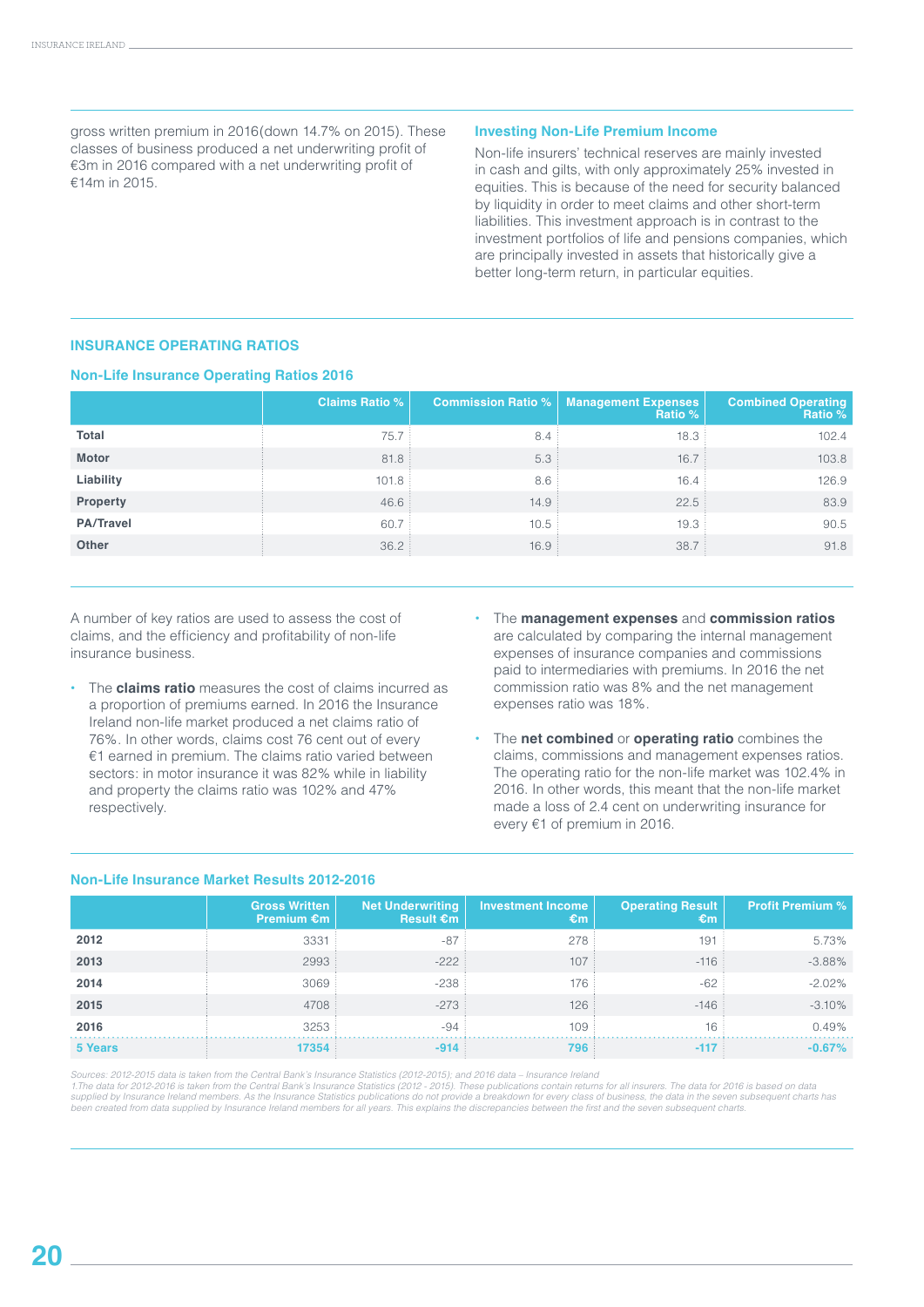gross written premium in 2016(down 14.7% on 2015). These classes of business produced a net underwriting profit of €3m in 2016 compared with a net underwriting profit of €14m in 2015.

### Investing Non-Life Premium Income

Non-life insurers' technical reserves are mainly invested in cash and gilts, with only approximately 25% invested in equities. This is because of the need for security balanced by liquidity in order to meet claims and other short-term liabilities. This investment approach is in contrast to the investment portfolios of life and pensions companies, which are principally invested in assets that historically give a better long-term return, in particular equities.

## INSURANCE OPERATING RATIOS

### Non-Life Insurance Operating Ratios 2016

| | Claims Ratio % | Commission Ratio % | Management Expenses Ratio % | Combined Operating Ratio % |
|---|---|---|---|---|
| **Total** | 75.7 | 8.4 | 18.3 | 102.4 |
| **Motor** | 81.8 | 5.3 | 16.7 | 103.8 |
| **Liability** | 101.8 | 8.6 | 16.4 | 126.9 |
| **Property** | 46.6 | 14.9 | 22.5 | 83.9 |
| **PA/Travel** | 60.7 | 10.5 | 19.3 | 90.5 |
| **Other** | 36.2 | 16.9 | 38.7 | 91.8 |

A number of key ratios are used to assess the cost of claims, and the efficiency and profitability of non-life insurance business.

- The **claims ratio** measures the cost of claims incurred as a proportion of premiums earned. In 2016 the Insurance Ireland non-life market produced a net claims ratio of 76%. In other words, claims cost 76 cent out of every €1 earned in premium. The claims ratio varied between sectors: in motor insurance it was 82% while in liability and property the claims ratio was 102% and 47% respectively.
- The **management expenses** and **commission ratios** are calculated by comparing the internal management expenses of insurance companies and commissions paid to intermediaries with premiums. In 2016 the net commission ratio was 8% and the net management expenses ratio was 18%.
- The **net combined** or **operating ratio** combines the claims, commissions and management expenses ratios. The operating ratio for the non-life market was 102.4% in 2016. In other words, this meant that the non-life market made a loss of 2.4 cent on underwriting insurance for every €1 of premium in 2016.

### Non-Life Insurance Market Results 2012-2016

| | Gross Written Premium €m | Net Underwriting Result €m | Investment Income €m | Operating Result €m | Profit Premium % |
|---|---|---|---|---|---|
| **2012** | 3331 | -87 | 278 | 191 | 5.73% |
| **2013** | 2993 | -222 | 107 | -116 | -3.88% |
| **2014** | 3069 | -238 | 176 | -62 | -2.02% |
| **2015** | 4708 | -273 | 126 | -146 | -3.10% |
| **2016** | 3253 | -94 | 109 | 16 | 0.49% |
| **5 Years** | **17354** | **-914** | **796** | **-117** | **-0.67%** |

*Sources: 2012-2015 data is taken from the Central Bank's Insurance Statistics (2012-2015); and 2016 data – Insurance Ireland*
*1.The data for 2012-2016 is taken from the Central Bank's Insurance Statistics (2012 - 2015). These publications contain returns for all insurers. The data for 2016 is based on data supplied by Insurance Ireland members. As the Insurance Statistics publications do not provide a breakdown for every class of business, the data in the seven subsequent charts has been created from data supplied by Insurance Ireland members for all years. This explains the discrepancies between the first and the seven subsequent charts.*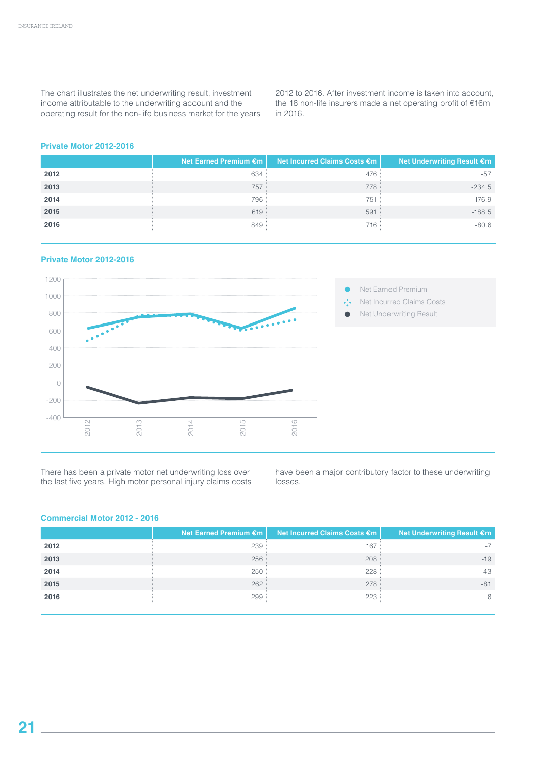The chart illustrates the net underwriting result, investment income attributable to the underwriting account and the operating result for the non-life business market for the years 2012 to 2016. After investment income is taken into account, the 18 non-life insurers made a net operating profit of €16m in 2016.

### Private Motor 2012-2016

| | Net Earned Premium €m | Net Incurred Claims Costs €m | Net Underwriting Result €m |
|---|---|---|---|
| **2012** | 634 | 476 | -57 |
| **2013** | 757 | 778 | -234.5 |
| **2014** | 796 | 751 | -176.9 |
| **2015** | 619 | 591 | -188.5 |
| **2016** | 849 | 716 | -80.6 |

### Private Motor 2012-2016

There has been a private motor net underwriting loss over the last five years. High motor personal injury claims costs have been a major contributory factor to these underwriting losses.

### Commercial Motor 2012 - 2016

| | Net Earned Premium €m | Net Incurred Claims Costs €m | Net Underwriting Result €m |
|---|---|---|---|
| **2012** | 239 | 167 | -7 |
| **2013** | 256 | 208 | -19 |
| **2014** | 250 | 228 | -43 |
| **2015** | 262 | 278 | -81 |
| **2016** | 299 | 223 | 6 |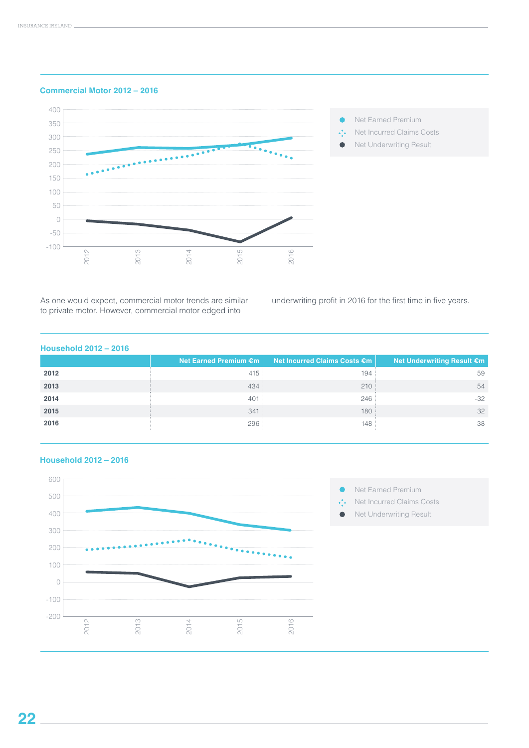## Commercial Motor 2012 – 2016

As one would expect, commercial motor trends are similar to private motor. However, commercial motor edged into underwriting profit in 2016 for the first time in five years.

## Household 2012 – 2016

| | Net Earned Premium €m | Net Incurred Claims Costs €m | Net Underwriting Result €m |
|---|---|---|---|
| **2012** | 415 | 194 | 59 |
| **2013** | 434 | 210 | 54 |
| **2014** | 401 | 246 | -32 |
| **2015** | 341 | 180 | 32 |
| **2016** | 296 | 148 | 38 |

## Household 2012 – 2016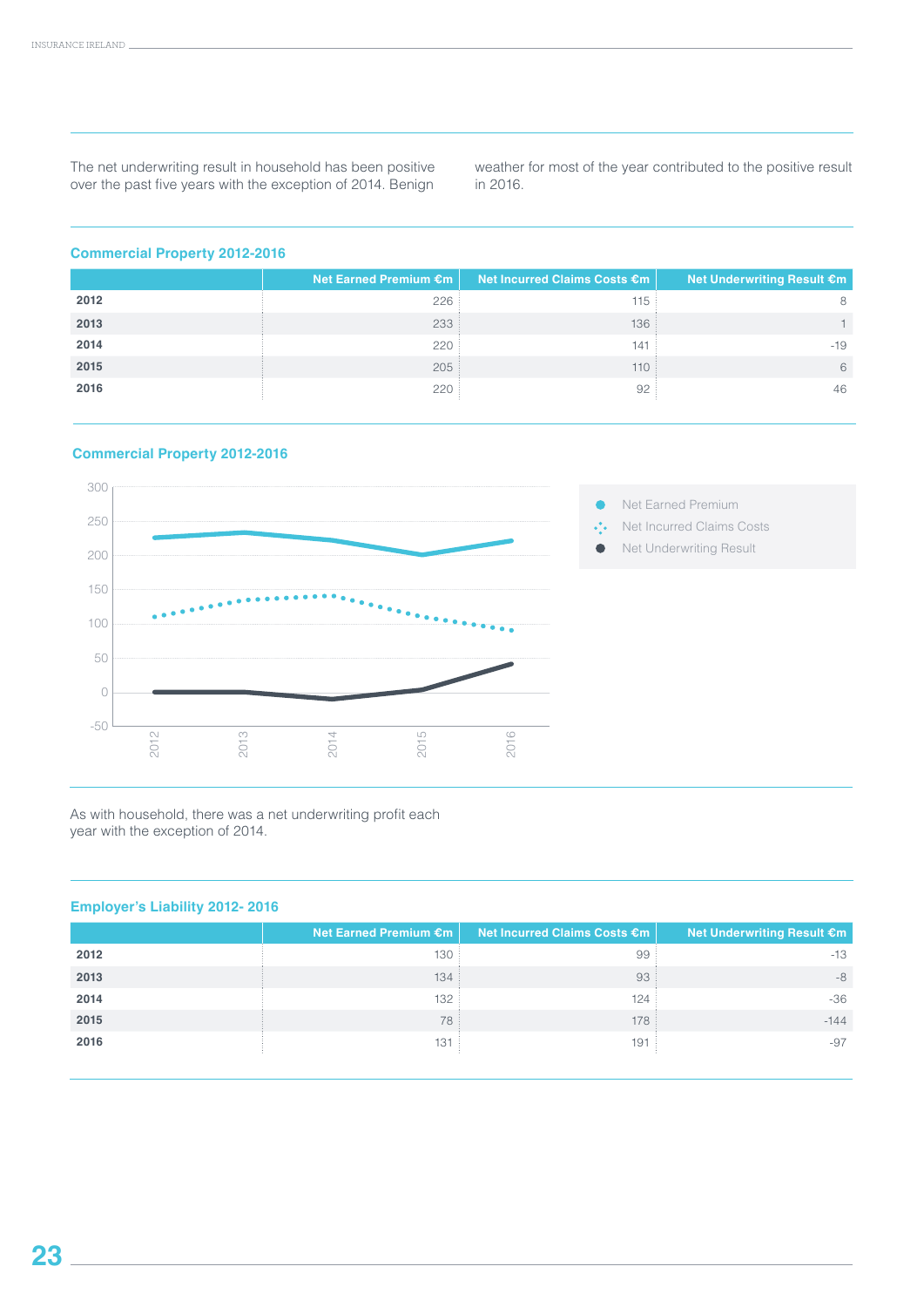The net underwriting result in household has been positive over the past five years with the exception of 2014. Benign weather for most of the year contributed to the positive result in 2016.

### Commercial Property 2012-2016

| | Net Earned Premium €m | Net Incurred Claims Costs €m | Net Underwriting Result €m |
|---|---|---|---|
| **2012** | 226 | 115 | 8 |
| **2013** | 233 | 136 | 1 |
| **2014** | 220 | 141 | -19 |
| **2015** | 205 | 110 | 6 |
| **2016** | 220 | 92 | 46 |

### Commercial Property 2012-2016

As with household, there was a net underwriting profit each year with the exception of 2014.

### Employer's Liability 2012- 2016

| | Net Earned Premium €m | Net Incurred Claims Costs €m | Net Underwriting Result €m |
|---|---|---|---|
| **2012** | 130 | 99 | -13 |
| **2013** | 134 | 93 | -8 |
| **2014** | 132 | 124 | -36 |
| **2015** | 78 | 178 | -144 |
| **2016** | 131 | 191 | -97 |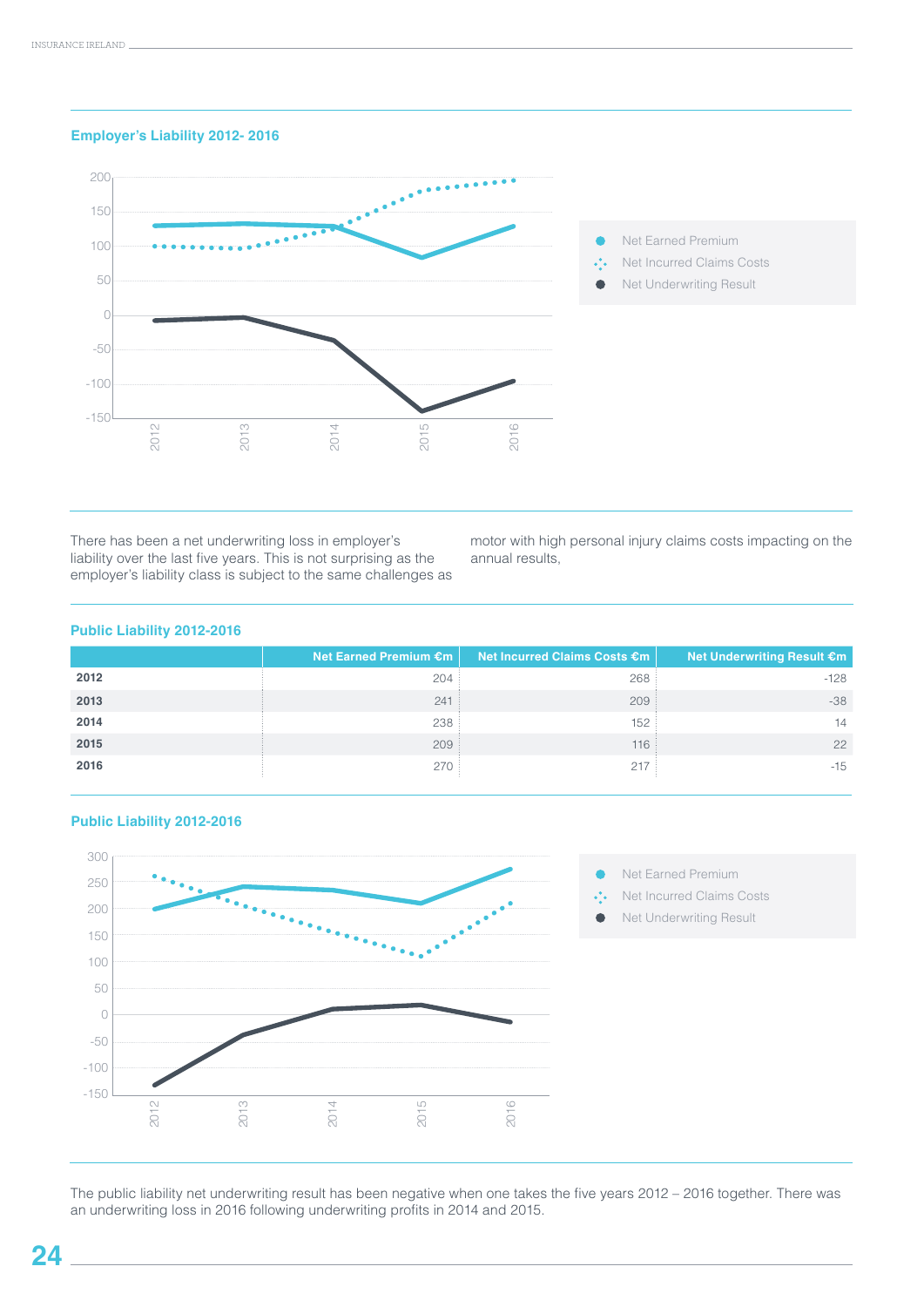### Employer's Liability 2012- 2016

- Net Earned Premium
- Net Incurred Claims Costs
- Net Underwriting Result

There has been a net underwriting loss in employer's liability over the last five years. This is not surprising as the employer's liability class is subject to the same challenges as motor with high personal injury claims costs impacting on the annual results,

### Public Liability 2012-2016

| | Net Earned Premium €m | Net Incurred Claims Costs €m | Net Underwriting Result €m |
|---|---|---|---|
| **2012** | 204 | 268 | -128 |
| **2013** | 241 | 209 | -38 |
| **2014** | 238 | 152 | 14 |
| **2015** | 209 | 116 | 22 |
| **2016** | 270 | 217 | -15 |

### Public Liability 2012-2016

- Net Earned Premium
- Net Incurred Claims Costs
- Net Underwriting Result

The public liability net underwriting result has been negative when one takes the five years 2012 – 2016 together. There was an underwriting loss in 2016 following underwriting profits in 2014 and 2015.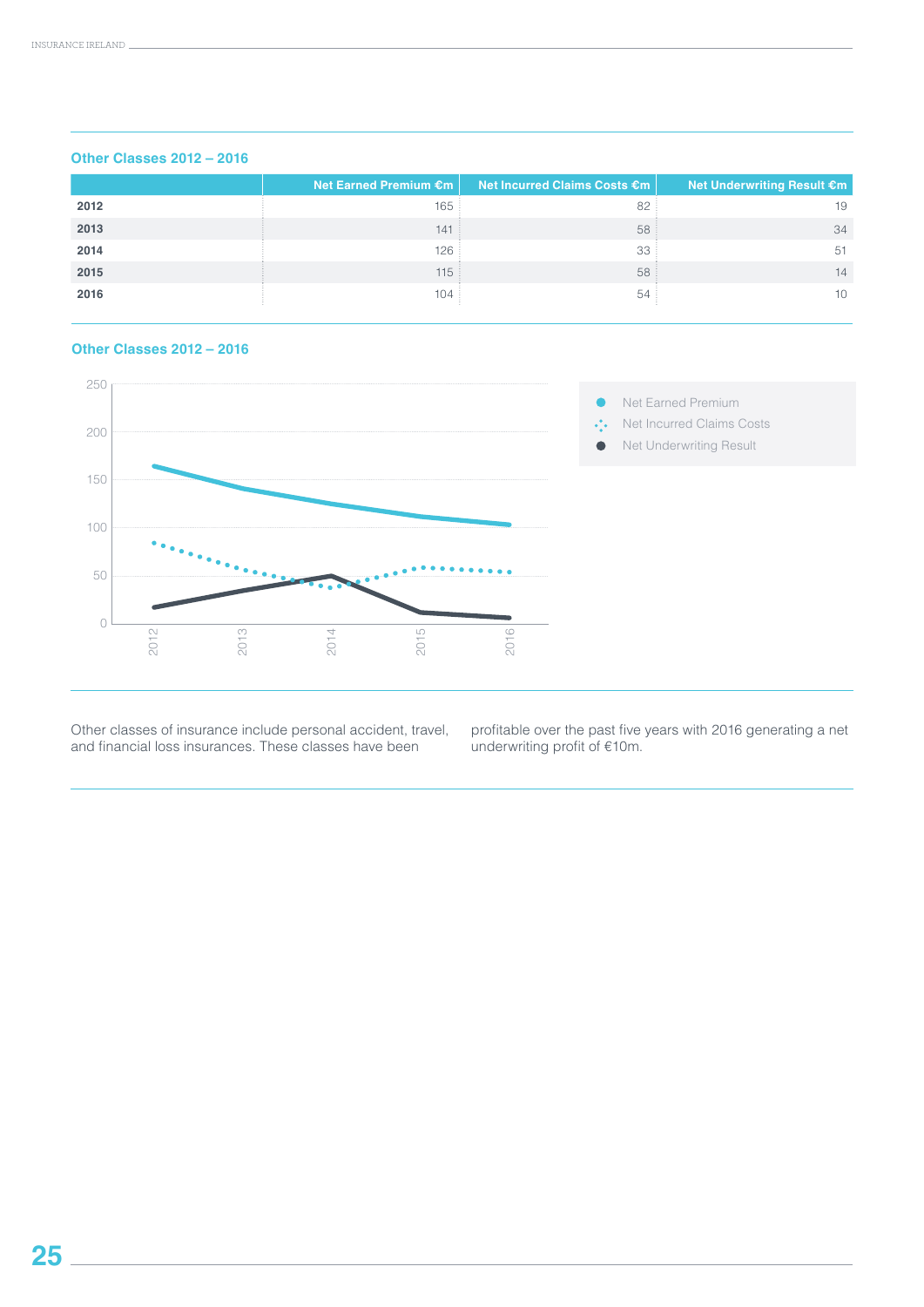### Other Classes 2012 – 2016

| | Net Earned Premium €m | Net Incurred Claims Costs €m | Net Underwriting Result €m |
|---|---|---|---|
| **2012** | 165 | 82 | 19 |
| **2013** | 141 | 58 | 34 |
| **2014** | 126 | 33 | 51 |
| **2015** | 115 | 58 | 14 |
| **2016** | 104 | 54 | 10 |

### Other Classes 2012 – 2016

Other classes of insurance include personal accident, travel, and financial loss insurances. These classes have been profitable over the past five years with 2016 generating a net underwriting profit of €10m.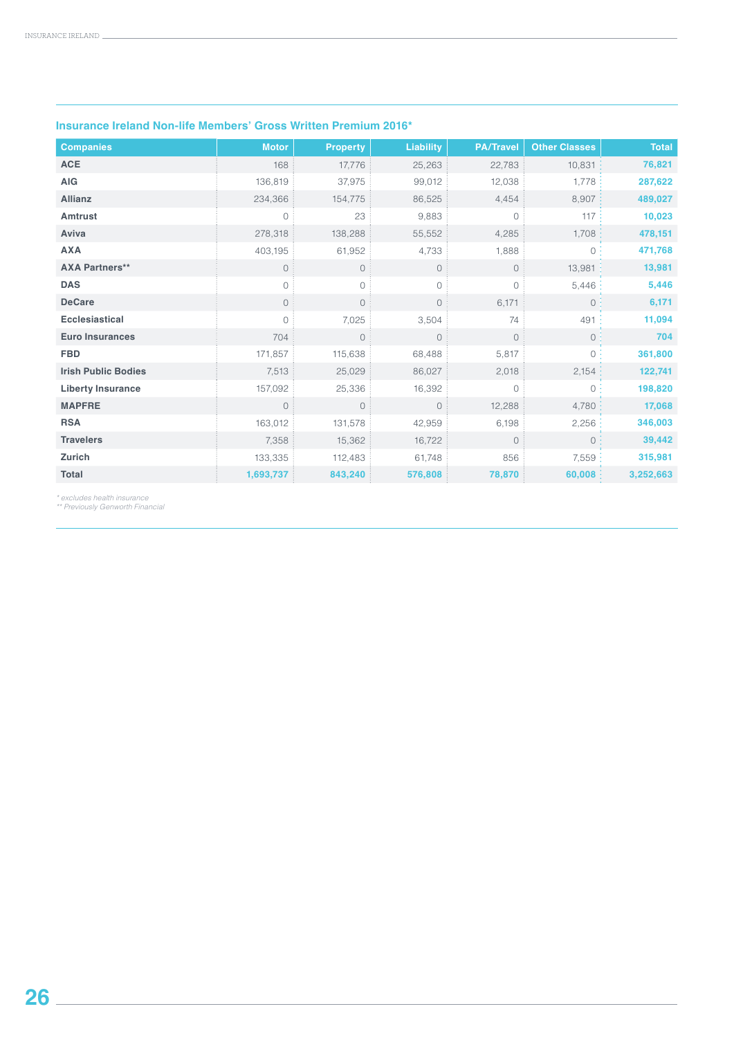## Insurance Ireland Non-life Members' Gross Written Premium 2016*

| Companies | Motor | Property | Liability | PA/Travel | Other Classes | Total |
|---|---|---|---|---|---|---|
| ACE | 168 | 17,776 | 25,263 | 22,783 | 10,831 | 76,821 |
| AIG | 136,819 | 37,975 | 99,012 | 12,038 | 1,778 | 287,622 |
| Allianz | 234,366 | 154,775 | 86,525 | 4,454 | 8,907 | 489,027 |
| Amtrust | 0 | 23 | 9,883 | 0 | 117 | 10,023 |
| Aviva | 278,318 | 138,288 | 55,552 | 4,285 | 1,708 | 478,151 |
| AXA | 403,195 | 61,952 | 4,733 | 1,888 | 0 | 471,768 |
| AXA Partners** | 0 | 0 | 0 | 0 | 13,981 | 13,981 |
| DAS | 0 | 0 | 0 | 0 | 5,446 | 5,446 |
| DeCare | 0 | 0 | 0 | 6,171 | 0 | 6,171 |
| Ecclesiastical | 0 | 7,025 | 3,504 | 74 | 491 | 11,094 |
| Euro Insurances | 704 | 0 | 0 | 0 | 0 | 704 |
| FBD | 171,857 | 115,638 | 68,488 | 5,817 | 0 | 361,800 |
| Irish Public Bodies | 7,513 | 25,029 | 86,027 | 2,018 | 2,154 | 122,741 |
| Liberty Insurance | 157,092 | 25,336 | 16,392 | 0 | 0 | 198,820 |
| MAPFRE | 0 | 0 | 0 | 12,288 | 4,780 | 17,068 |
| RSA | 163,012 | 131,578 | 42,959 | 6,198 | 2,256 | 346,003 |
| Travelers | 7,358 | 15,362 | 16,722 | 0 | 0 | 39,442 |
| Zurich | 133,335 | 112,483 | 61,748 | 856 | 7,559 | 315,981 |
| Total | 1,693,737 | 843,240 | 576,808 | 78,870 | 60,008 | 3,252,663 |

*\* excludes health insurance*

*\*\* Previously Genworth Financial*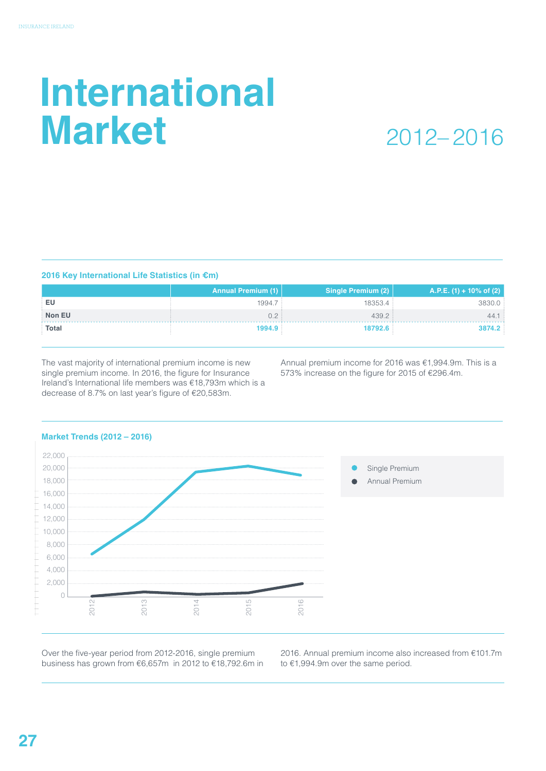# International Market

2012– 2016

### 2016 Key International Life Statistics (in €m)

| | Annual Premium (1) | Single Premium (2) | A.P.E. (1) + 10% of (2) |
|---|---|---|---|
| EU | 1994.7 | 18353.4 | 3830.0 |
| Non EU | 0.2 | 439.2 | 44.1 |
| Total | **1994.9** | **18792.6** | **3874.2** |

The vast majority of international premium income is new single premium income. In 2016, the figure for Insurance Ireland's International life members was €18,793m which is a decrease of 8.7% on last year's figure of €20,583m.

Annual premium income for 2016 was €1,994.9m. This is a 573% increase on the figure for 2015 of €296.4m.

### Market Trends (2012 – 2016)

Over the five-year period from 2012-2016, single premium business has grown from €6,657m in 2012 to €18,792.6m in 2016. Annual premium income also increased from €101.7m to €1,994.9m over the same period.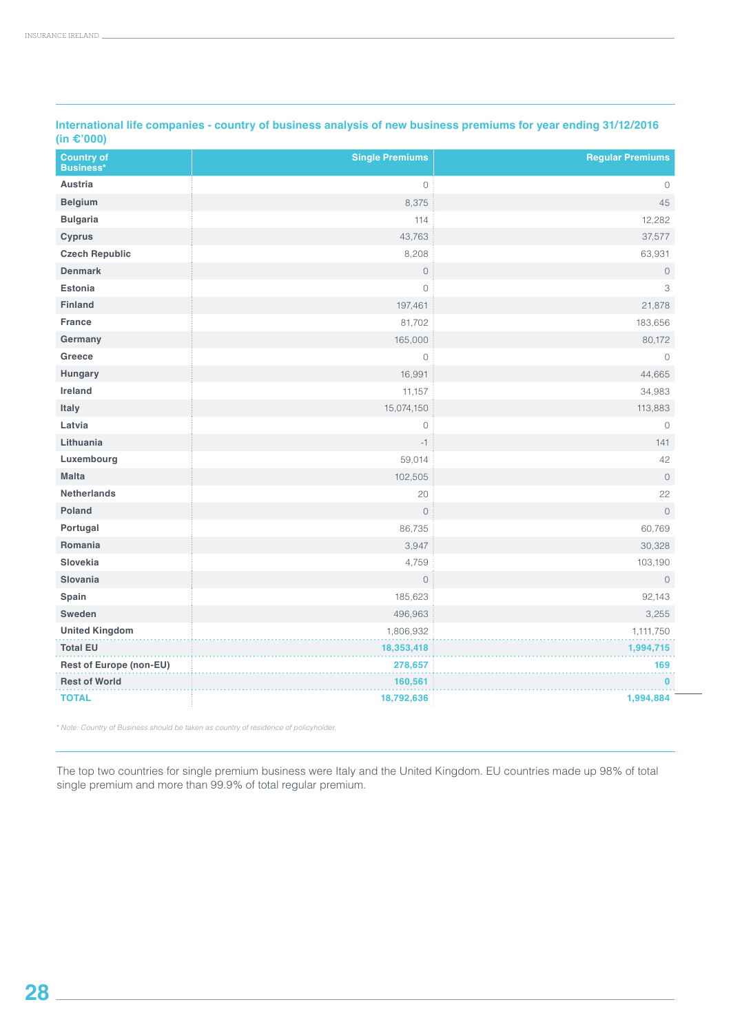## International life companies - country of business analysis of new business premiums for year ending 31/12/2016 (in €'000)

| Country of Business* | Single Premiums | Regular Premiums |
|---|---|---|
| Austria | 0 | 0 |
| Belgium | 8,375 | 45 |
| Bulgaria | 114 | 12,282 |
| Cyprus | 43,763 | 37,577 |
| Czech Republic | 8,208 | 63,931 |
| Denmark | 0 | 0 |
| Estonia | 0 | 3 |
| Finland | 197,461 | 21,878 |
| France | 81,702 | 183,656 |
| Germany | 165,000 | 80,172 |
| Greece | 0 | 0 |
| Hungary | 16,991 | 44,665 |
| Ireland | 11,157 | 34,983 |
| Italy | 15,074,150 | 113,883 |
| Latvia | 0 | 0 |
| Lithuania | -1 | 141 |
| Luxembourg | 59,014 | 42 |
| Malta | 102,505 | 0 |
| Netherlands | 20 | 22 |
| Poland | 0 | 0 |
| Portugal | 86,735 | 60,769 |
| Romania | 3,947 | 30,328 |
| Slovekia | 4,759 | 103,190 |
| Slovania | 0 | 0 |
| Spain | 185,623 | 92,143 |
| Sweden | 496,963 | 3,255 |
| United Kingdom | 1,806,932 | 1,111,750 |
| **Total EU** | **18,353,418** | **1,994,715** |
| **Rest of Europe (non-EU)** | **278,657** | **169** |
| **Rest of World** | **160,561** | **0** |
| **TOTAL** | **18,792,636** | **1,994,884** |

*\* Note: Country of Business should be taken as country of residence of policyholder.*

The top two countries for single premium business were Italy and the United Kingdom. EU countries made up 98% of total single premium and more than 99.9% of total regular premium.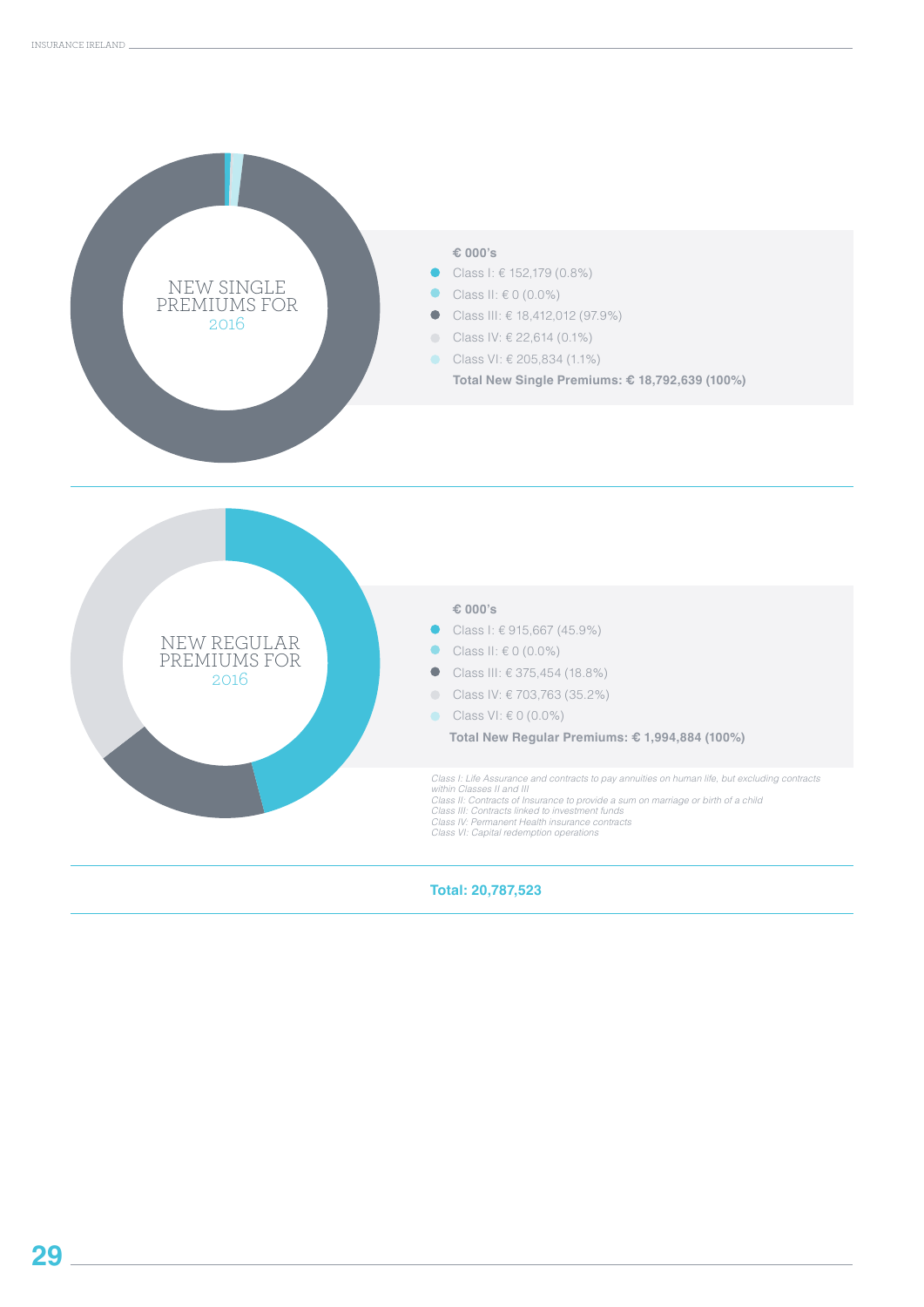## NEW SINGLE PREMIUMS FOR 2016

**€ 000's**

- Class I: € 152,179 (0.8%)
- Class II: € 0 (0.0%)
- Class III: € 18,412,012 (97.9%)
- Class IV: € 22,614 (0.1%)
- Class VI: € 205,834 (1.1%)

**Total New Single Premiums: € 18,792,639 (100%)**

## NEW REGULAR PREMIUMS FOR 2016

**€ 000's**

- Class I: € 915,667 (45.9%)
- Class II: € 0 (0.0%)
- Class III: € 375,454 (18.8%)
- Class IV: € 703,763 (35.2%)
- Class VI: € 0 (0.0%)

**Total New Regular Premiums: € 1,994,884 (100%)**

*Class I: Life Assurance and contracts to pay annuities on human life, but excluding contracts within Classes II and III*
*Class II: Contracts of Insurance to provide a sum on marriage or birth of a child*
*Class III: Contracts linked to investment funds*
*Class IV: Permanent Health insurance contracts*
*Class VI: Capital redemption operations*

**Total: 20,787,523**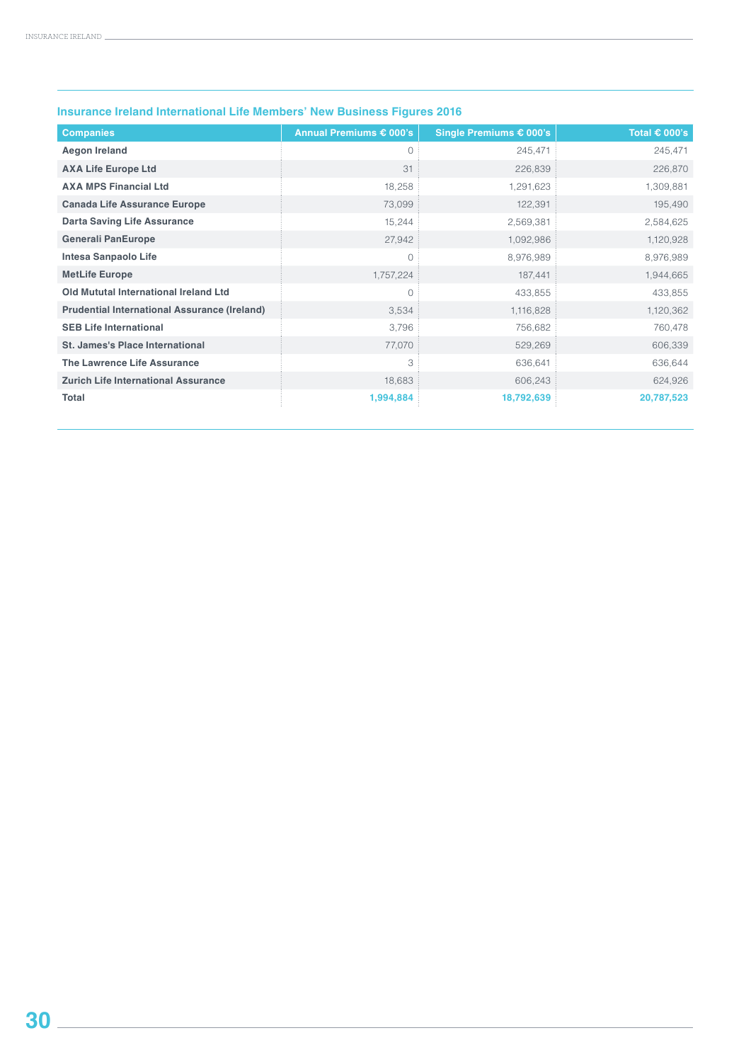## Insurance Ireland International Life Members' New Business Figures 2016

| Companies | Annual Premiums € 000's | Single Premiums € 000's | Total € 000's |
|---|---|---|---|
| **Aegon Ireland** | 0 | 245,471 | 245,471 |
| **AXA Life Europe Ltd** | 31 | 226,839 | 226,870 |
| **AXA MPS Financial Ltd** | 18,258 | 1,291,623 | 1,309,881 |
| **Canada Life Assurance Europe** | 73,099 | 122,391 | 195,490 |
| **Darta Saving Life Assurance** | 15,244 | 2,569,381 | 2,584,625 |
| **Generali PanEurope** | 27,942 | 1,092,986 | 1,120,928 |
| **Intesa Sanpaolo Life** | 0 | 8,976,989 | 8,976,989 |
| **MetLife Europe** | 1,757,224 | 187,441 | 1,944,665 |
| **Old Mututal International Ireland Ltd** | 0 | 433,855 | 433,855 |
| **Prudential International Assurance (Ireland)** | 3,534 | 1,116,828 | 1,120,362 |
| **SEB Life International** | 3,796 | 756,682 | 760,478 |
| **St. James's Place International** | 77,070 | 529,269 | 606,339 |
| **The Lawrence Life Assurance** | 3 | 636,641 | 636,644 |
| **Zurich Life International Assurance** | 18,683 | 606,243 | 624,926 |
| **Total** | **1,994,884** | **18,792,639** | **20,787,523** |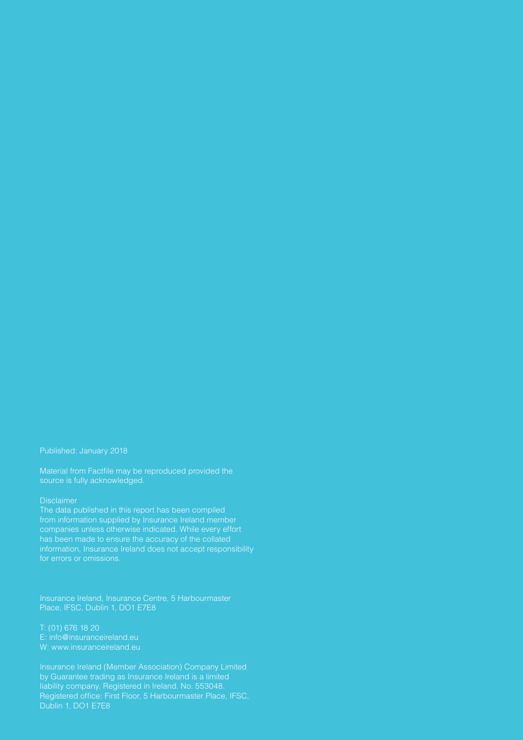Published: January 2018

Material from Factfile may be reproduced provided the source is fully acknowledged.

Disclaimer

The data published in this report has been compiled from information supplied by Insurance Ireland member companies unless otherwise indicated. While every effort has been made to ensure the accuracy of the collated information, Insurance Ireland does not accept responsibility for errors or omissions.

Insurance Ireland, Insurance Centre, 5 Harbourmaster Place, IFSC, Dublin 1, DO1 E7E8

T: (01) 676 18 20
E: info@insuranceireland.eu
W: www.insuranceireland.eu

Insurance Ireland (Member Association) Company Limited by Guarantee trading as Insurance Ireland is a limited liability company. Registered in Ireland. No. 553048. Registered office: First Floor, 5 Harbourmaster Place, IFSC, Dublin 1, DO1 E7E8